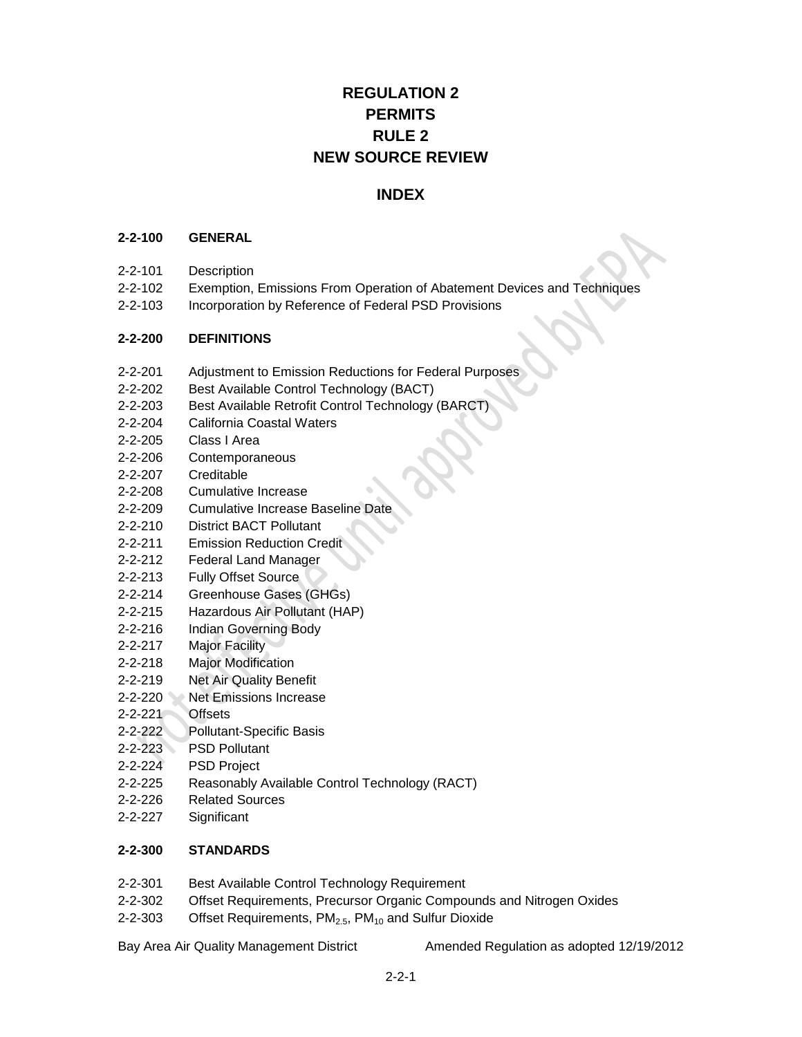# REGULATION 2
# PERMITS
# RULE 2
# NEW SOURCE REVIEW

## INDEX

**2-2-100 GENERAL**

2-2-101 Description
2-2-102 Exemption, Emissions From Operation of Abatement Devices and Techniques
2-2-103 Incorporation by Reference of Federal PSD Provisions

**2-2-200 DEFINITIONS**

2-2-201 Adjustment to Emission Reductions for Federal Purposes
2-2-202 Best Available Control Technology (BACT)
2-2-203 Best Available Retrofit Control Technology (BARCT)
2-2-204 California Coastal Waters
2-2-205 Class I Area
2-2-206 Contemporaneous
2-2-207 Creditable
2-2-208 Cumulative Increase
2-2-209 Cumulative Increase Baseline Date
2-2-210 District BACT Pollutant
2-2-211 Emission Reduction Credit
2-2-212 Federal Land Manager
2-2-213 Fully Offset Source
2-2-214 Greenhouse Gases (GHGs)
2-2-215 Hazardous Air Pollutant (HAP)
2-2-216 Indian Governing Body
2-2-217 Major Facility
2-2-218 Major Modification
2-2-219 Net Air Quality Benefit
2-2-220 Net Emissions Increase
2-2-221 Offsets
2-2-222 Pollutant-Specific Basis
2-2-223 PSD Pollutant
2-2-224 PSD Project
2-2-225 Reasonably Available Control Technology (RACT)
2-2-226 Related Sources
2-2-227 Significant

**2-2-300 STANDARDS**

2-2-301 Best Available Control Technology Requirement
2-2-302 Offset Requirements, Precursor Organic Compounds and Nitrogen Oxides
2-2-303 Offset Requirements, $PM_{2.5}$, $PM_{10}$ and Sulfur Dioxide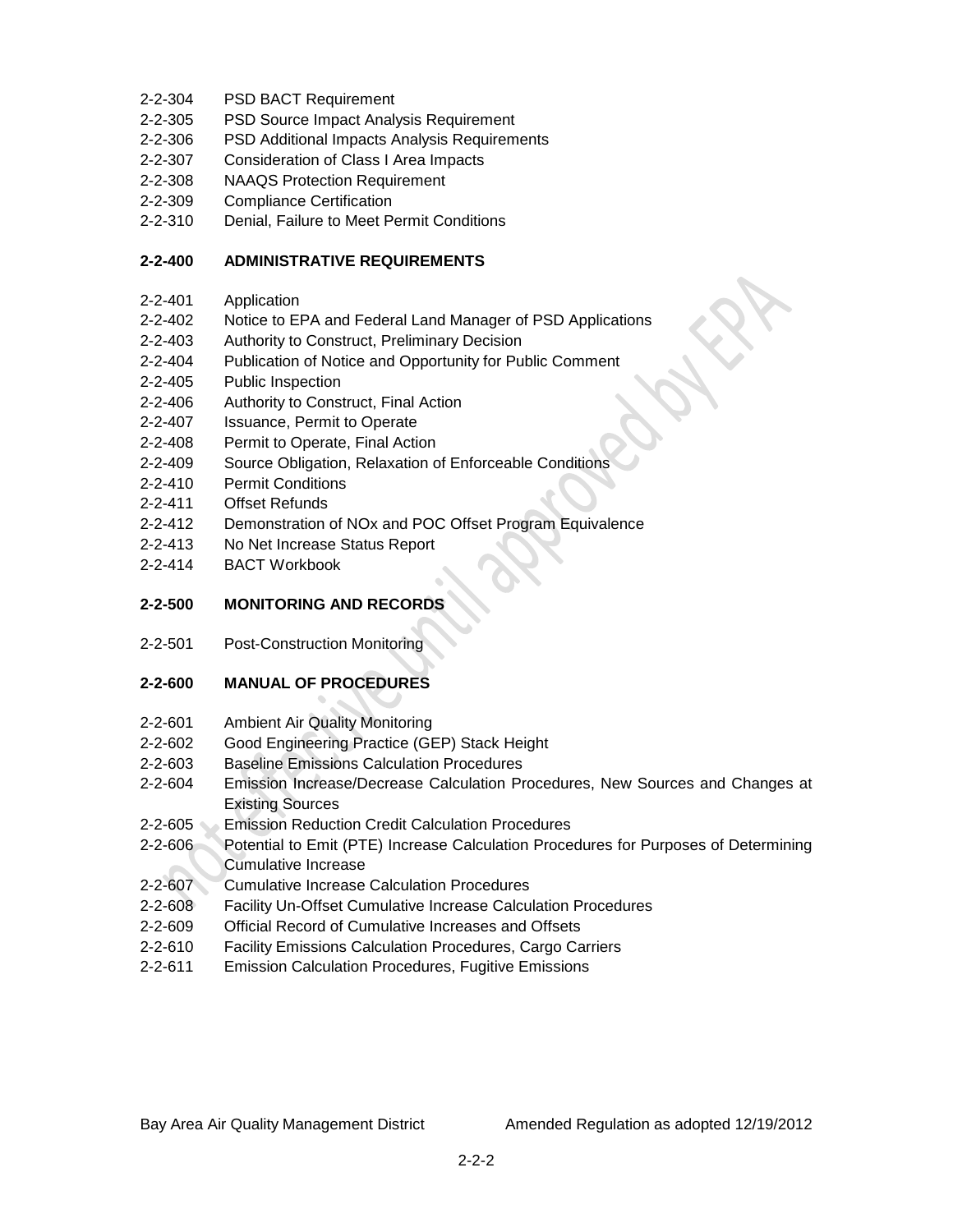2-2-304 PSD BACT Requirement
2-2-305 PSD Source Impact Analysis Requirement
2-2-306 PSD Additional Impacts Analysis Requirements
2-2-307 Consideration of Class I Area Impacts
2-2-308 NAAQS Protection Requirement
2-2-309 Compliance Certification
2-2-310 Denial, Failure to Meet Permit Conditions

**2-2-400 ADMINISTRATIVE REQUIREMENTS**

2-2-401 Application
2-2-402 Notice to EPA and Federal Land Manager of PSD Applications
2-2-403 Authority to Construct, Preliminary Decision
2-2-404 Publication of Notice and Opportunity for Public Comment
2-2-405 Public Inspection
2-2-406 Authority to Construct, Final Action
2-2-407 Issuance, Permit to Operate
2-2-408 Permit to Operate, Final Action
2-2-409 Source Obligation, Relaxation of Enforceable Conditions
2-2-410 Permit Conditions
2-2-411 Offset Refunds
2-2-412 Demonstration of NOx and POC Offset Program Equivalence
2-2-413 No Net Increase Status Report
2-2-414 BACT Workbook

**2-2-500 MONITORING AND RECORDS**

2-2-501 Post-Construction Monitoring

**2-2-600 MANUAL OF PROCEDURES**

2-2-601 Ambient Air Quality Monitoring
2-2-602 Good Engineering Practice (GEP) Stack Height
2-2-603 Baseline Emissions Calculation Procedures
2-2-604 Emission Increase/Decrease Calculation Procedures, New Sources and Changes at Existing Sources
2-2-605 Emission Reduction Credit Calculation Procedures
2-2-606 Potential to Emit (PTE) Increase Calculation Procedures for Purposes of Determining Cumulative Increase
2-2-607 Cumulative Increase Calculation Procedures
2-2-608 Facility Un-Offset Cumulative Increase Calculation Procedures
2-2-609 Official Record of Cumulative Increases and Offsets
2-2-610 Facility Emissions Calculation Procedures, Cargo Carriers
2-2-611 Emission Calculation Procedures, Fugitive Emissions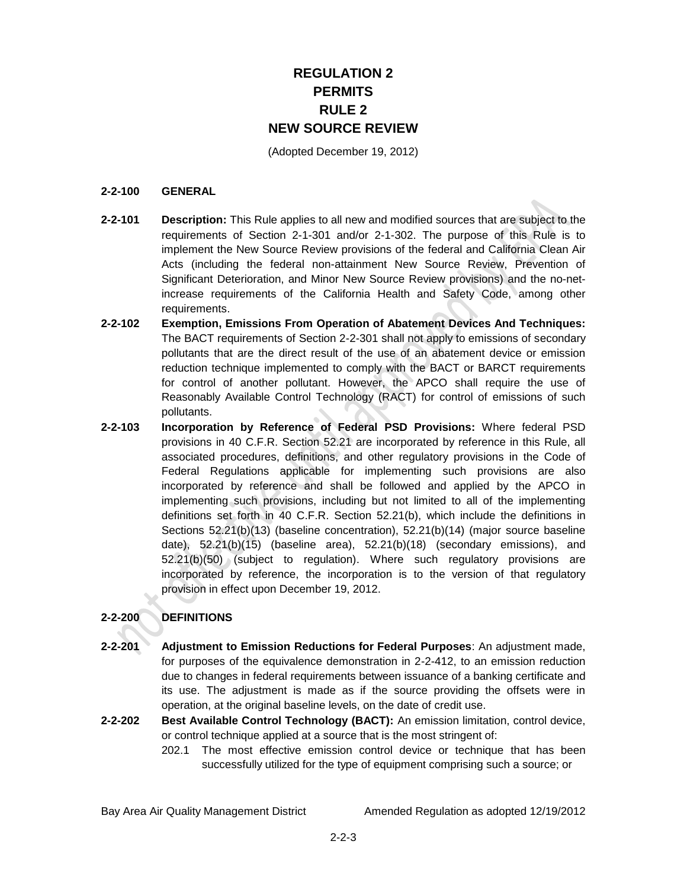# REGULATION 2
# PERMITS
# RULE 2
# NEW SOURCE REVIEW

(Adopted December 19, 2012)

## 2-2-100 GENERAL

**2-2-101 Description:** This Rule applies to all new and modified sources that are subject to the requirements of Section 2-1-301 and/or 2-1-302. The purpose of this Rule is to implement the New Source Review provisions of the federal and California Clean Air Acts (including the federal non-attainment New Source Review, Prevention of Significant Deterioration, and Minor New Source Review provisions) and the no-net-increase requirements of the California Health and Safety Code, among other requirements.

**2-2-102 Exemption, Emissions From Operation of Abatement Devices And Techniques:** The BACT requirements of Section 2-2-301 shall not apply to emissions of secondary pollutants that are the direct result of the use of an abatement device or emission reduction technique implemented to comply with the BACT or BARCT requirements for control of another pollutant. However, the APCO shall require the use of Reasonably Available Control Technology (RACT) for control of emissions of such pollutants.

**2-2-103 Incorporation by Reference of Federal PSD Provisions:** Where federal PSD provisions in 40 C.F.R. Section 52.21 are incorporated by reference in this Rule, all associated procedures, definitions, and other regulatory provisions in the Code of Federal Regulations applicable for implementing such provisions are also incorporated by reference and shall be followed and applied by the APCO in implementing such provisions, including but not limited to all of the implementing definitions set forth in 40 C.F.R. Section 52.21(b), which include the definitions in Sections 52.21(b)(13) (baseline concentration), 52.21(b)(14) (major source baseline date), 52.21(b)(15) (baseline area), 52.21(b)(18) (secondary emissions), and 52.21(b)(50) (subject to regulation). Where such regulatory provisions are incorporated by reference, the incorporation is to the version of that regulatory provision in effect upon December 19, 2012.

## 2-2-200 DEFINITIONS

**2-2-201 Adjustment to Emission Reductions for Federal Purposes**: An adjustment made, for purposes of the equivalence demonstration in 2-2-412, to an emission reduction due to changes in federal requirements between issuance of a banking certificate and its use. The adjustment is made as if the source providing the offsets were in operation, at the original baseline levels, on the date of credit use.

**2-2-202 Best Available Control Technology (BACT):** An emission limitation, control device, or control technique applied at a source that is the most stringent of:

202.1 The most effective emission control device or technique that has been successfully utilized for the type of equipment comprising such a source; or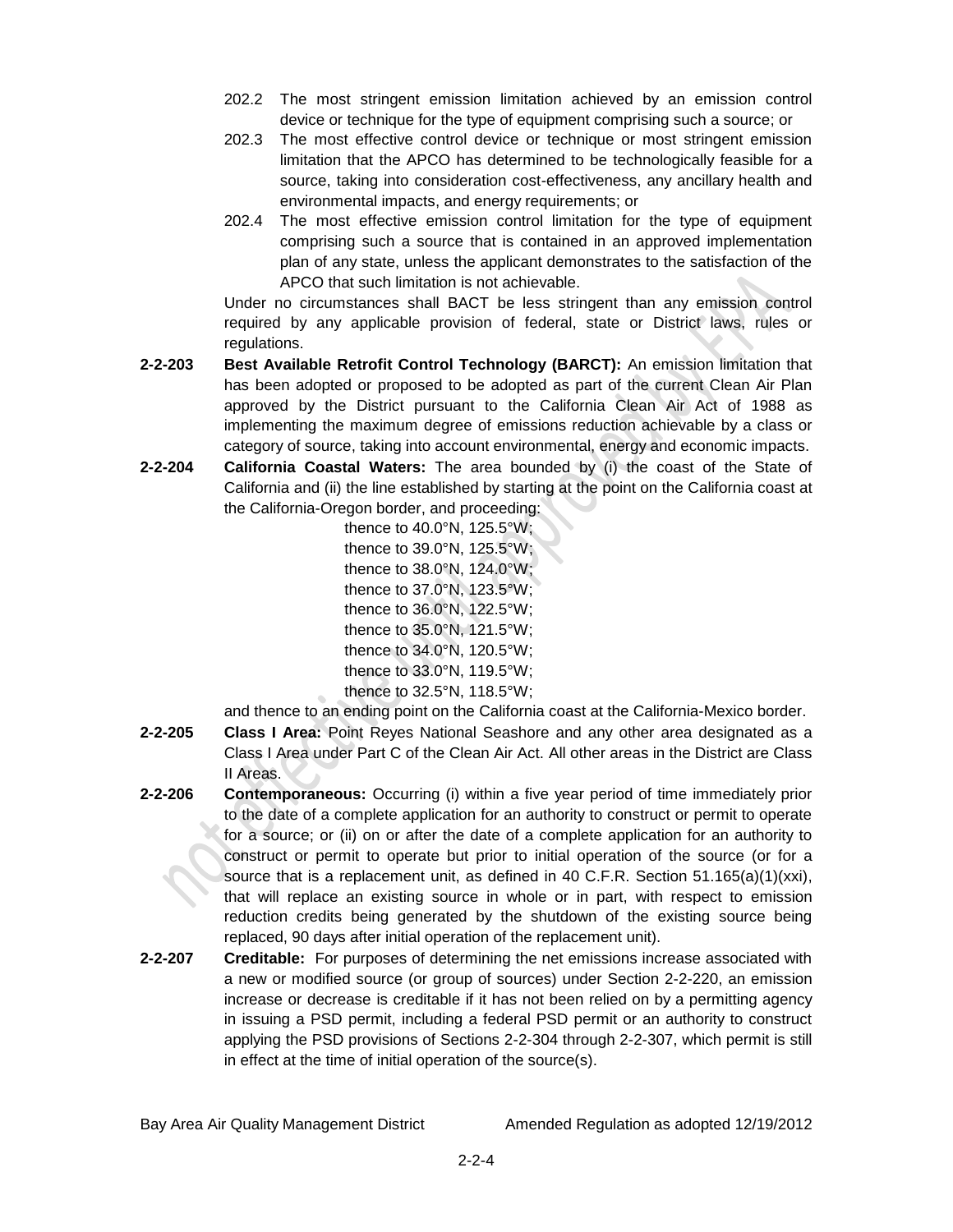202.2 The most stringent emission limitation achieved by an emission control device or technique for the type of equipment comprising such a source; or

202.3 The most effective control device or technique or most stringent emission limitation that the APCO has determined to be technologically feasible for a source, taking into consideration cost-effectiveness, any ancillary health and environmental impacts, and energy requirements; or

202.4 The most effective emission control limitation for the type of equipment comprising such a source that is contained in an approved implementation plan of any state, unless the applicant demonstrates to the satisfaction of the APCO that such limitation is not achievable.

Under no circumstances shall BACT be less stringent than any emission control required by any applicable provision of federal, state or District laws, rules or regulations.

**2-2-203 Best Available Retrofit Control Technology (BARCT):** An emission limitation that has been adopted or proposed to be adopted as part of the current Clean Air Plan approved by the District pursuant to the California Clean Air Act of 1988 as implementing the maximum degree of emissions reduction achievable by a class or category of source, taking into account environmental, energy and economic impacts.

**2-2-204 California Coastal Waters:** The area bounded by (i) the coast of the State of California and (ii) the line established by starting at the point on the California coast at the California-Oregon border, and proceeding:

thence to 40.0°N, 125.5°W;
thence to 39.0°N, 125.5°W;
thence to 38.0°N, 124.0°W;
thence to 37.0°N, 123.5°W;
thence to 36.0°N, 122.5°W;
thence to 35.0°N, 121.5°W;
thence to 34.0°N, 120.5°W;
thence to 33.0°N, 119.5°W;
thence to 32.5°N, 118.5°W;

and thence to an ending point on the California coast at the California-Mexico border.

**2-2-205 Class I Area:** Point Reyes National Seashore and any other area designated as a Class I Area under Part C of the Clean Air Act. All other areas in the District are Class II Areas.

**2-2-206 Contemporaneous:** Occurring (i) within a five year period of time immediately prior to the date of a complete application for an authority to construct or permit to operate for a source; or (ii) on or after the date of a complete application for an authority to construct or permit to operate but prior to initial operation of the source (or for a source that is a replacement unit, as defined in 40 C.F.R. Section 51.165(a)(1)(xxi), that will replace an existing source in whole or in part, with respect to emission reduction credits being generated by the shutdown of the existing source being replaced, 90 days after initial operation of the replacement unit).

**2-2-207 Creditable:** For purposes of determining the net emissions increase associated with a new or modified source (or group of sources) under Section 2-2-220, an emission increase or decrease is creditable if it has not been relied on by a permitting agency in issuing a PSD permit, including a federal PSD permit or an authority to construct applying the PSD provisions of Sections 2-2-304 through 2-2-307, which permit is still in effect at the time of initial operation of the source(s).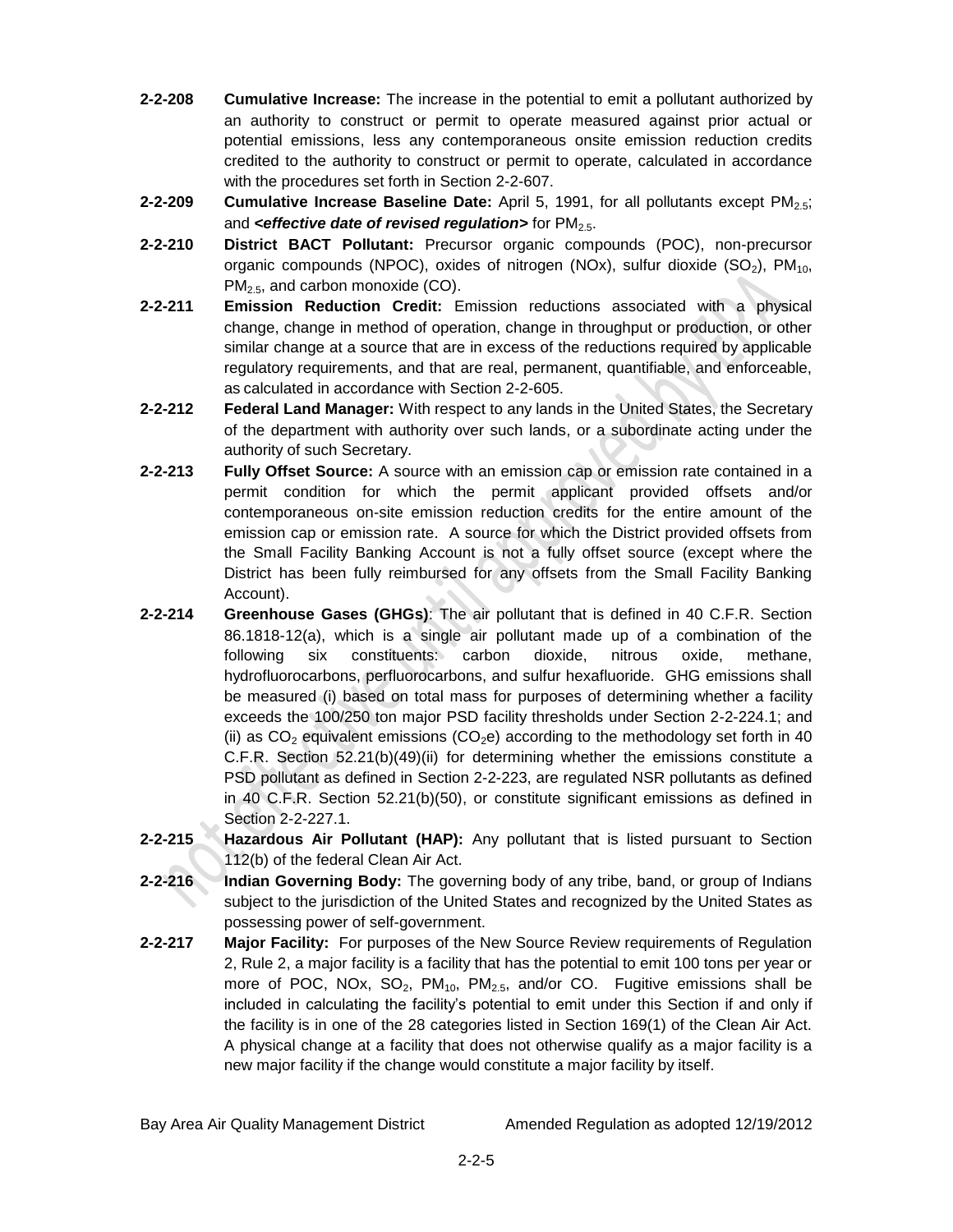**2-2-208 Cumulative Increase:** The increase in the potential to emit a pollutant authorized by an authority to construct or permit to operate measured against prior actual or potential emissions, less any contemporaneous onsite emission reduction credits credited to the authority to construct or permit to operate, calculated in accordance with the procedures set forth in Section 2-2-607.

**2-2-209 Cumulative Increase Baseline Date:** April 5, 1991, for all pollutants except $PM_{2.5}$; and ***<effective date of revised regulation>*** for $PM_{2.5}$.

**2-2-210 District BACT Pollutant:** Precursor organic compounds (POC), non-precursor organic compounds (NPOC), oxides of nitrogen (NOx), sulfur dioxide ($SO_2$), $PM_{10}$, $PM_{2.5}$, and carbon monoxide (CO).

**2-2-211 Emission Reduction Credit:** Emission reductions associated with a physical change, change in method of operation, change in throughput or production, or other similar change at a source that are in excess of the reductions required by applicable regulatory requirements, and that are real, permanent, quantifiable, and enforceable, as calculated in accordance with Section 2-2-605.

**2-2-212 Federal Land Manager:** With respect to any lands in the United States, the Secretary of the department with authority over such lands, or a subordinate acting under the authority of such Secretary.

**2-2-213 Fully Offset Source:** A source with an emission cap or emission rate contained in a permit condition for which the permit applicant provided offsets and/or contemporaneous on-site emission reduction credits for the entire amount of the emission cap or emission rate. A source for which the District provided offsets from the Small Facility Banking Account is not a fully offset source (except where the District has been fully reimbursed for any offsets from the Small Facility Banking Account).

**2-2-214 Greenhouse Gases (GHGs)**: The air pollutant that is defined in 40 C.F.R. Section 86.1818-12(a), which is a single air pollutant made up of a combination of the following six constituents: carbon dioxide, nitrous oxide, methane, hydrofluorocarbons, perfluorocarbons, and sulfur hexafluoride. GHG emissions shall be measured (i) based on total mass for purposes of determining whether a facility exceeds the 100/250 ton major PSD facility thresholds under Section 2-2-224.1; and (ii) as $CO_2$ equivalent emissions ($CO_2e$) according to the methodology set forth in 40 C.F.R. Section 52.21(b)(49)(ii) for determining whether the emissions constitute a PSD pollutant as defined in Section 2-2-223, are regulated NSR pollutants as defined in 40 C.F.R. Section 52.21(b)(50), or constitute significant emissions as defined in Section 2-2-227.1.

**2-2-215 Hazardous Air Pollutant (HAP):** Any pollutant that is listed pursuant to Section 112(b) of the federal Clean Air Act.

**2-2-216 Indian Governing Body:** The governing body of any tribe, band, or group of Indians subject to the jurisdiction of the United States and recognized by the United States as possessing power of self-government.

**2-2-217 Major Facility:** For purposes of the New Source Review requirements of Regulation 2, Rule 2, a major facility is a facility that has the potential to emit 100 tons per year or more of POC, NOx, $SO_2$, $PM_{10}$, $PM_{2.5}$, and/or CO. Fugitive emissions shall be included in calculating the facility's potential to emit under this Section if and only if the facility is in one of the 28 categories listed in Section 169(1) of the Clean Air Act. A physical change at a facility that does not otherwise qualify as a major facility is a new major facility if the change would constitute a major facility by itself.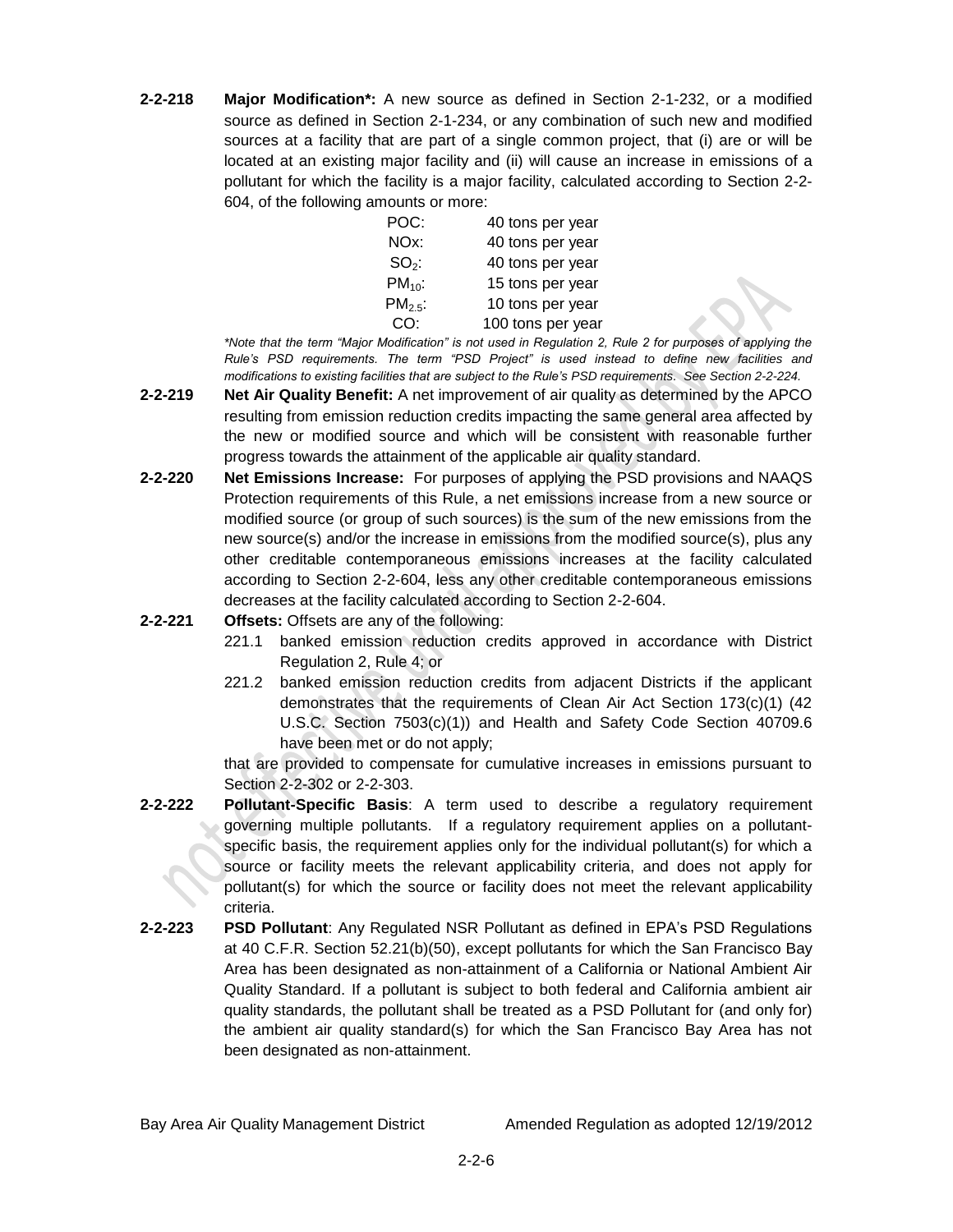**2-2-218 Major Modification*:** A new source as defined in Section 2-1-232, or a modified source as defined in Section 2-1-234, or any combination of such new and modified sources at a facility that are part of a single common project, that (i) are or will be located at an existing major facility and (ii) will cause an increase in emissions of a pollutant for which the facility is a major facility, calculated according to Section 2-2-604, of the following amounts or more:

| | |
|---|---|
| POC: | 40 tons per year |
| NOx: | 40 tons per year |
| $SO_2$: | 40 tons per year |
| $PM_{10}$: | 15 tons per year |
| $PM_{2.5}$: | 10 tons per year |
| CO: | 100 tons per year |

*\*Note that the term "Major Modification" is not used in Regulation 2, Rule 2 for purposes of applying the Rule's PSD requirements. The term "PSD Project" is used instead to define new facilities and modifications to existing facilities that are subject to the Rule's PSD requirements. See Section 2-2-224.*

**2-2-219 Net Air Quality Benefit:** A net improvement of air quality as determined by the APCO resulting from emission reduction credits impacting the same general area affected by the new or modified source and which will be consistent with reasonable further progress towards the attainment of the applicable air quality standard.

**2-2-220 Net Emissions Increase:** For purposes of applying the PSD provisions and NAAQS Protection requirements of this Rule, a net emissions increase from a new source or modified source (or group of such sources) is the sum of the new emissions from the new source(s) and/or the increase in emissions from the modified source(s), plus any other creditable contemporaneous emissions increases at the facility calculated according to Section 2-2-604, less any other creditable contemporaneous emissions decreases at the facility calculated according to Section 2-2-604.

**2-2-221 Offsets:** Offsets are any of the following:

221.1 banked emission reduction credits approved in accordance with District Regulation 2, Rule 4; or

221.2 banked emission reduction credits from adjacent Districts if the applicant demonstrates that the requirements of Clean Air Act Section 173(c)(1) (42 U.S.C. Section 7503(c)(1)) and Health and Safety Code Section 40709.6 have been met or do not apply;

that are provided to compensate for cumulative increases in emissions pursuant to Section 2-2-302 or 2-2-303.

**2-2-222 Pollutant-Specific Basis**: A term used to describe a regulatory requirement governing multiple pollutants. If a regulatory requirement applies on a pollutant-specific basis, the requirement applies only for the individual pollutant(s) for which a source or facility meets the relevant applicability criteria, and does not apply for pollutant(s) for which the source or facility does not meet the relevant applicability criteria.

**2-2-223 PSD Pollutant**: Any Regulated NSR Pollutant as defined in EPA's PSD Regulations at 40 C.F.R. Section 52.21(b)(50), except pollutants for which the San Francisco Bay Area has been designated as non-attainment of a California or National Ambient Air Quality Standard. If a pollutant is subject to both federal and California ambient air quality standards, the pollutant shall be treated as a PSD Pollutant for (and only for) the ambient air quality standard(s) for which the San Francisco Bay Area has not been designated as non-attainment.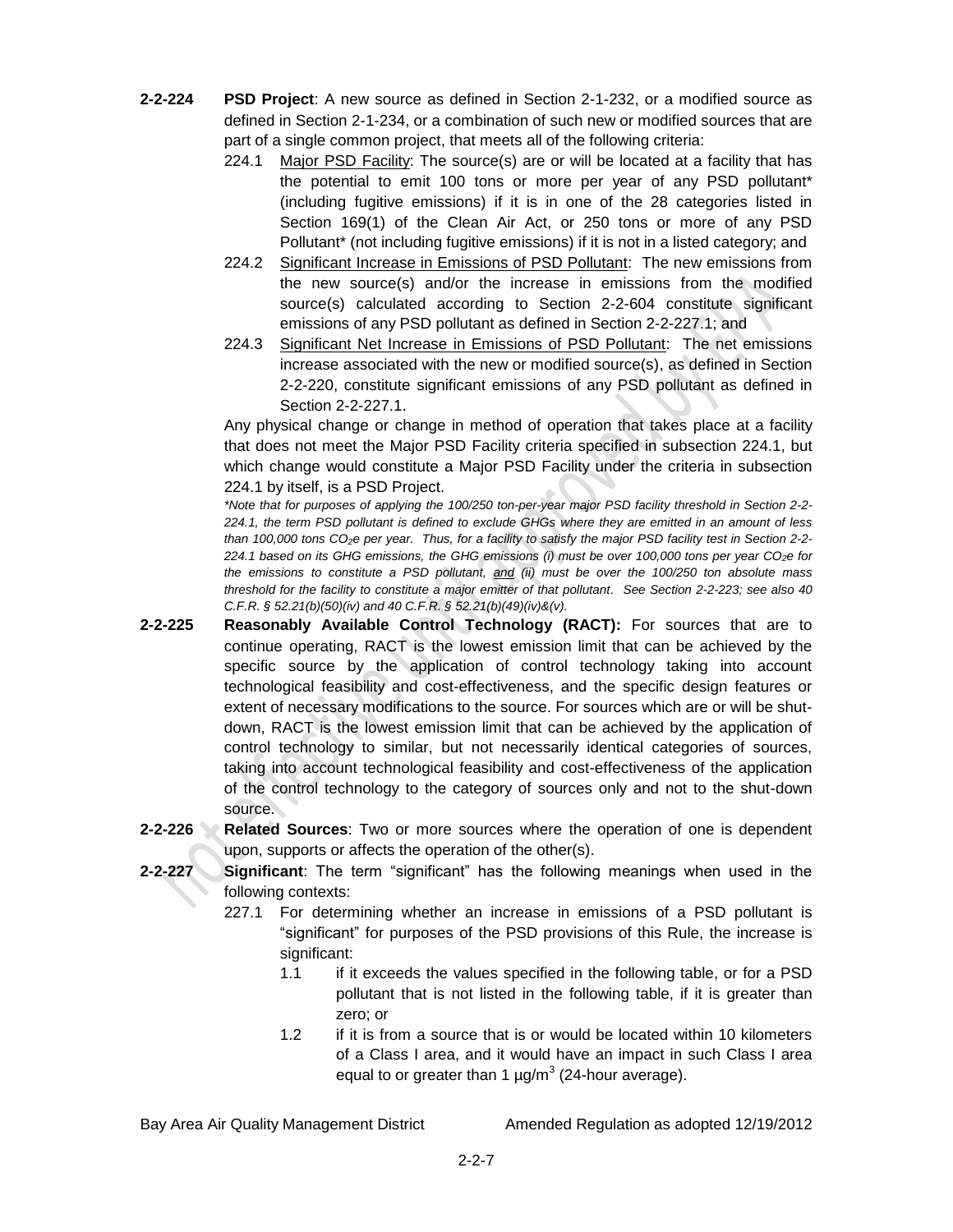**2-2-224 PSD Project**: A new source as defined in Section 2-1-232, or a modified source as defined in Section 2-1-234, or a combination of such new or modified sources that are part of a single common project, that meets all of the following criteria:

224.1 Major PSD Facility: The source(s) are or will be located at a facility that has the potential to emit 100 tons or more per year of any PSD pollutant* (including fugitive emissions) if it is in one of the 28 categories listed in Section 169(1) of the Clean Air Act, or 250 tons or more of any PSD Pollutant* (not including fugitive emissions) if it is not in a listed category; and

224.2 Significant Increase in Emissions of PSD Pollutant: The new emissions from the new source(s) and/or the increase in emissions from the modified source(s) calculated according to Section 2-2-604 constitute significant emissions of any PSD pollutant as defined in Section 2-2-227.1; and

224.3 Significant Net Increase in Emissions of PSD Pollutant: The net emissions increase associated with the new or modified source(s), as defined in Section 2-2-220, constitute significant emissions of any PSD pollutant as defined in Section 2-2-227.1.

Any physical change or change in method of operation that takes place at a facility that does not meet the Major PSD Facility criteria specified in subsection 224.1, but which change would constitute a Major PSD Facility under the criteria in subsection 224.1 by itself, is a PSD Project.

*\*Note that for purposes of applying the 100/250 ton-per-year major PSD facility threshold in Section 2-2-224.1, the term PSD pollutant is defined to exclude GHGs where they are emitted in an amount of less than 100,000 tons $CO_2e$ per year. Thus, for a facility to satisfy the major PSD facility test in Section 2-2-224.1 based on its GHG emissions, the GHG emissions (i) must be over 100,000 tons per year $CO_2e$ for the emissions to constitute a PSD pollutant, and (ii) must be over the 100/250 ton absolute mass threshold for the facility to constitute a major emitter of that pollutant. See Section 2-2-223; see also 40 C.F.R. § 52.21(b)(50)(iv) and 40 C.F.R. § 52.21(b)(49)(iv)&(v).*

**2-2-225 Reasonably Available Control Technology (RACT):** For sources that are to continue operating, RACT is the lowest emission limit that can be achieved by the specific source by the application of control technology taking into account technological feasibility and cost-effectiveness, and the specific design features or extent of necessary modifications to the source. For sources which are or will be shut-down, RACT is the lowest emission limit that can be achieved by the application of control technology to similar, but not necessarily identical categories of sources, taking into account technological feasibility and cost-effectiveness of the application of the control technology to the category of sources only and not to the shut-down source.

**2-2-226 Related Sources**: Two or more sources where the operation of one is dependent upon, supports or affects the operation of the other(s).

**2-2-227 Significant**: The term "significant" has the following meanings when used in the following contexts:

227.1 For determining whether an increase in emissions of a PSD pollutant is "significant" for purposes of the PSD provisions of this Rule, the increase is significant:

1.1 if it exceeds the values specified in the following table, or for a PSD pollutant that is not listed in the following table, if it is greater than zero; or

1.2 if it is from a source that is or would be located within 10 kilometers of a Class I area, and it would have an impact in such Class I area equal to or greater than 1 $\mu g/m^3$ (24-hour average).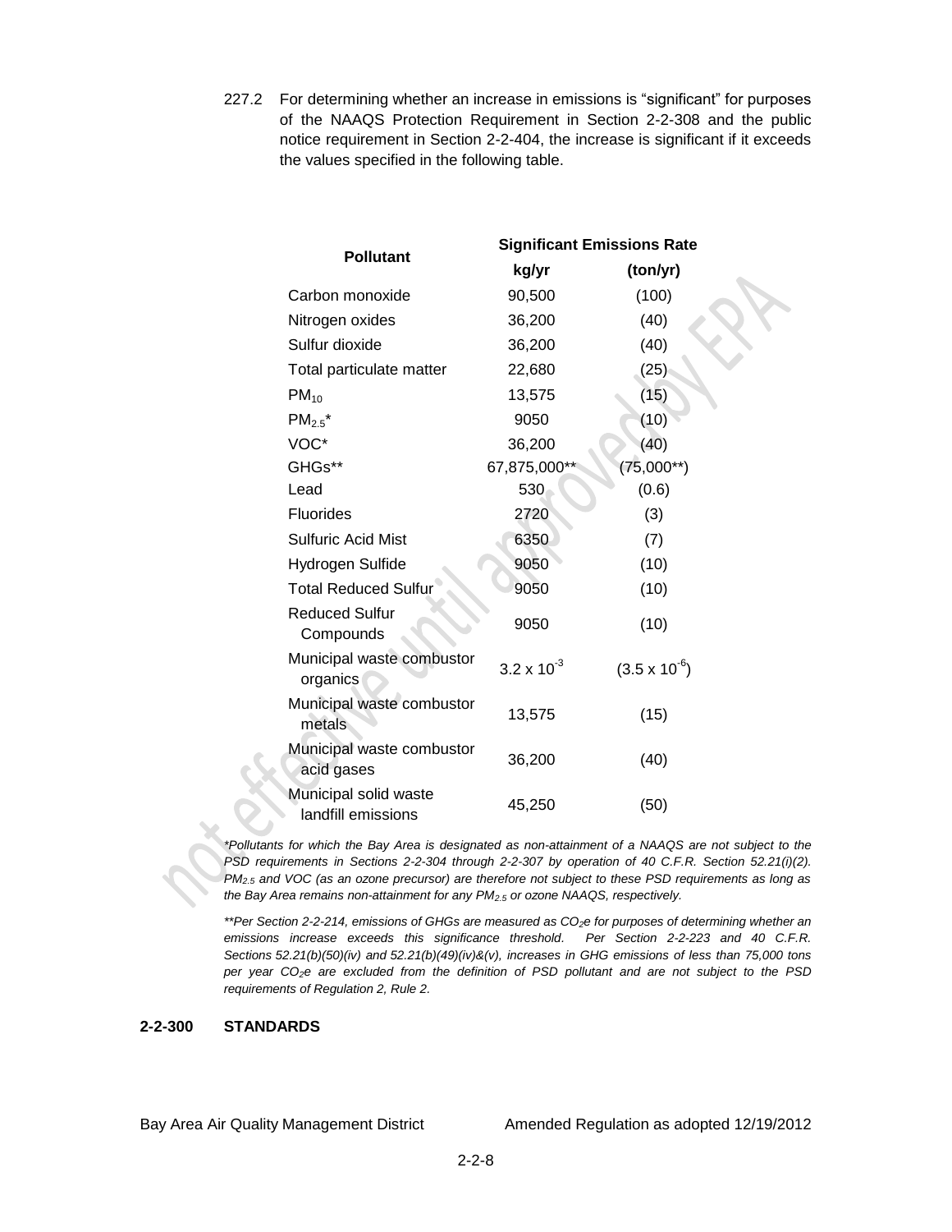227.2 For determining whether an increase in emissions is "significant" for purposes of the NAAQS Protection Requirement in Section 2-2-308 and the public notice requirement in Section 2-2-404, the increase is significant if it exceeds the values specified in the following table.

| Pollutant | Significant Emissions Rate | |
|---|---|---|
| | kg/yr | (ton/yr) |
| Carbon monoxide | 90,500 | (100) |
| Nitrogen oxides | 36,200 | (40) |
| Sulfur dioxide | 36,200 | (40) |
| Total particulate matter | 22,680 | (25) |
| $PM_{10}$ | 13,575 | (15) |
| $PM_{2.5}$* | 9050 | (10) |
| VOC* | 36,200 | (40) |
| GHGs** | 67,875,000** | (75,000**) |
| Lead | 530 | (0.6) |
| Fluorides | 2720 | (3) |
| Sulfuric Acid Mist | 6350 | (7) |
| Hydrogen Sulfide | 9050 | (10) |
| Total Reduced Sulfur | 9050 | (10) |
| Reduced Sulfur Compounds | 9050 | (10) |
| Municipal waste combustor organics | $3.2 \times 10^{-3}$ | ($3.5 \times 10^{-6}$) |
| Municipal waste combustor metals | 13,575 | (15) |
| Municipal waste combustor acid gases | 36,200 | (40) |
| Municipal solid waste landfill emissions | 45,250 | (50) |

*\*Pollutants for which the Bay Area is designated as non-attainment of a NAAQS are not subject to the PSD requirements in Sections 2-2-304 through 2-2-307 by operation of 40 C.F.R. Section 52.21(i)(2). $PM_{2.5}$ and VOC (as an ozone precursor) are therefore not subject to these PSD requirements as long as the Bay Area remains non-attainment for any $PM_{2.5}$ or ozone NAAQS, respectively.*

*\*\*Per Section 2-2-214, emissions of GHGs are measured as $CO_2e$ for purposes of determining whether an emissions increase exceeds this significance threshold. Per Section 2-2-223 and 40 C.F.R. Sections 52.21(b)(50)(iv) and 52.21(b)(49)(iv)&(v), increases in GHG emissions of less than 75,000 tons per year $CO_2e$ are excluded from the definition of PSD pollutant and are not subject to the PSD requirements of Regulation 2, Rule 2.*

## 2-2-300 STANDARDS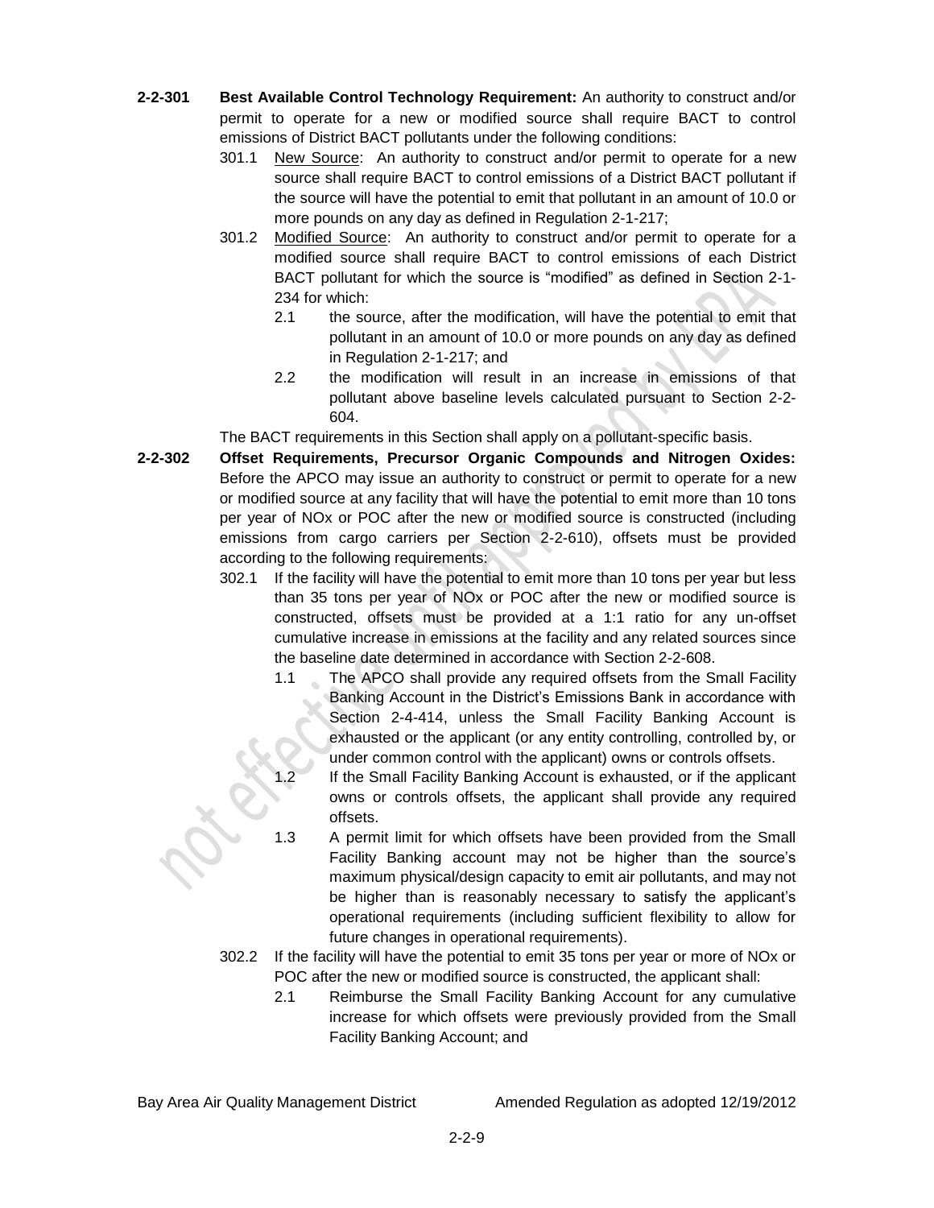**2-2-301 Best Available Control Technology Requirement:** An authority to construct and/or permit to operate for a new or modified source shall require BACT to control emissions of District BACT pollutants under the following conditions:

301.1 New Source: An authority to construct and/or permit to operate for a new source shall require BACT to control emissions of a District BACT pollutant if the source will have the potential to emit that pollutant in an amount of 10.0 or more pounds on any day as defined in Regulation 2-1-217;

301.2 Modified Source: An authority to construct and/or permit to operate for a modified source shall require BACT to control emissions of each District BACT pollutant for which the source is "modified" as defined in Section 2-1-234 for which:

2.1 the source, after the modification, will have the potential to emit that pollutant in an amount of 10.0 or more pounds on any day as defined in Regulation 2-1-217; and

2.2 the modification will result in an increase in emissions of that pollutant above baseline levels calculated pursuant to Section 2-2-604.

The BACT requirements in this Section shall apply on a pollutant-specific basis.

**2-2-302 Offset Requirements, Precursor Organic Compounds and Nitrogen Oxides:** Before the APCO may issue an authority to construct or permit to operate for a new or modified source at any facility that will have the potential to emit more than 10 tons per year of NOx or POC after the new or modified source is constructed (including emissions from cargo carriers per Section 2-2-610), offsets must be provided according to the following requirements:

302.1 If the facility will have the potential to emit more than 10 tons per year but less than 35 tons per year of NOx or POC after the new or modified source is constructed, offsets must be provided at a 1:1 ratio for any un-offset cumulative increase in emissions at the facility and any related sources since the baseline date determined in accordance with Section 2-2-608.

1.1 The APCO shall provide any required offsets from the Small Facility Banking Account in the District's Emissions Bank in accordance with Section 2-4-414, unless the Small Facility Banking Account is exhausted or the applicant (or any entity controlling, controlled by, or under common control with the applicant) owns or controls offsets.

1.2 If the Small Facility Banking Account is exhausted, or if the applicant owns or controls offsets, the applicant shall provide any required offsets.

1.3 A permit limit for which offsets have been provided from the Small Facility Banking account may not be higher than the source's maximum physical/design capacity to emit air pollutants, and may not be higher than is reasonably necessary to satisfy the applicant's operational requirements (including sufficient flexibility to allow for future changes in operational requirements).

302.2 If the facility will have the potential to emit 35 tons per year or more of NOx or POC after the new or modified source is constructed, the applicant shall:

2.1 Reimburse the Small Facility Banking Account for any cumulative increase for which offsets were previously provided from the Small Facility Banking Account; and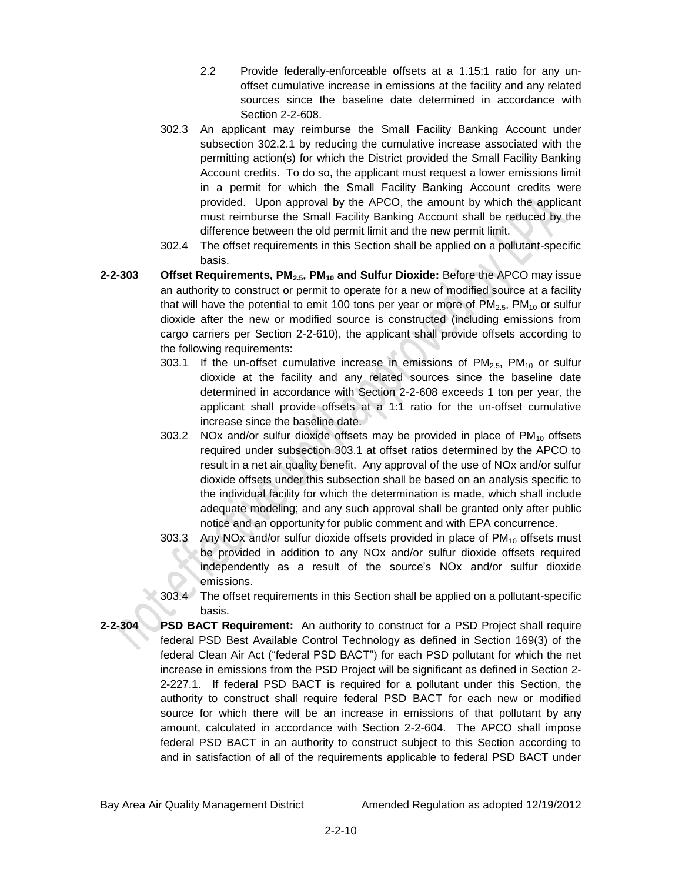2.2 Provide federally-enforceable offsets at a 1.15:1 ratio for any un-offset cumulative increase in emissions at the facility and any related sources since the baseline date determined in accordance with Section 2-2-608.

302.3 An applicant may reimburse the Small Facility Banking Account under subsection 302.2.1 by reducing the cumulative increase associated with the permitting action(s) for which the District provided the Small Facility Banking Account credits. To do so, the applicant must request a lower emissions limit in a permit for which the Small Facility Banking Account credits were provided. Upon approval by the APCO, the amount by which the applicant must reimburse the Small Facility Banking Account shall be reduced by the difference between the old permit limit and the new permit limit.

302.4 The offset requirements in this Section shall be applied on a pollutant-specific basis.

**2-2-303 Offset Requirements, $PM_{2.5}$, $PM_{10}$ and Sulfur Dioxide:** Before the APCO may issue an authority to construct or permit to operate for a new of modified source at a facility that will have the potential to emit 100 tons per year or more of $PM_{2.5}$, $PM_{10}$ or sulfur dioxide after the new or modified source is constructed (including emissions from cargo carriers per Section 2-2-610), the applicant shall provide offsets according to the following requirements:

303.1 If the un-offset cumulative increase in emissions of $PM_{2.5}$, $PM_{10}$ or sulfur dioxide at the facility and any related sources since the baseline date determined in accordance with Section 2-2-608 exceeds 1 ton per year, the applicant shall provide offsets at a 1:1 ratio for the un-offset cumulative increase since the baseline date.

303.2 NOx and/or sulfur dioxide offsets may be provided in place of $PM_{10}$ offsets required under subsection 303.1 at offset ratios determined by the APCO to result in a net air quality benefit. Any approval of the use of NOx and/or sulfur dioxide offsets under this subsection shall be based on an analysis specific to the individual facility for which the determination is made, which shall include adequate modeling; and any such approval shall be granted only after public notice and an opportunity for public comment and with EPA concurrence.

303.3 Any NOx and/or sulfur dioxide offsets provided in place of $PM_{10}$ offsets must be provided in addition to any NOx and/or sulfur dioxide offsets required independently as a result of the source's NOx and/or sulfur dioxide emissions.

303.4 The offset requirements in this Section shall be applied on a pollutant-specific basis.

**2-2-304 PSD BACT Requirement:** An authority to construct for a PSD Project shall require federal PSD Best Available Control Technology as defined in Section 169(3) of the federal Clean Air Act ("federal PSD BACT") for each PSD pollutant for which the net increase in emissions from the PSD Project will be significant as defined in Section 2-2-227.1. If federal PSD BACT is required for a pollutant under this Section, the authority to construct shall require federal PSD BACT for each new or modified source for which there will be an increase in emissions of that pollutant by any amount, calculated in accordance with Section 2-2-604. The APCO shall impose federal PSD BACT in an authority to construct subject to this Section according to and in satisfaction of all of the requirements applicable to federal PSD BACT under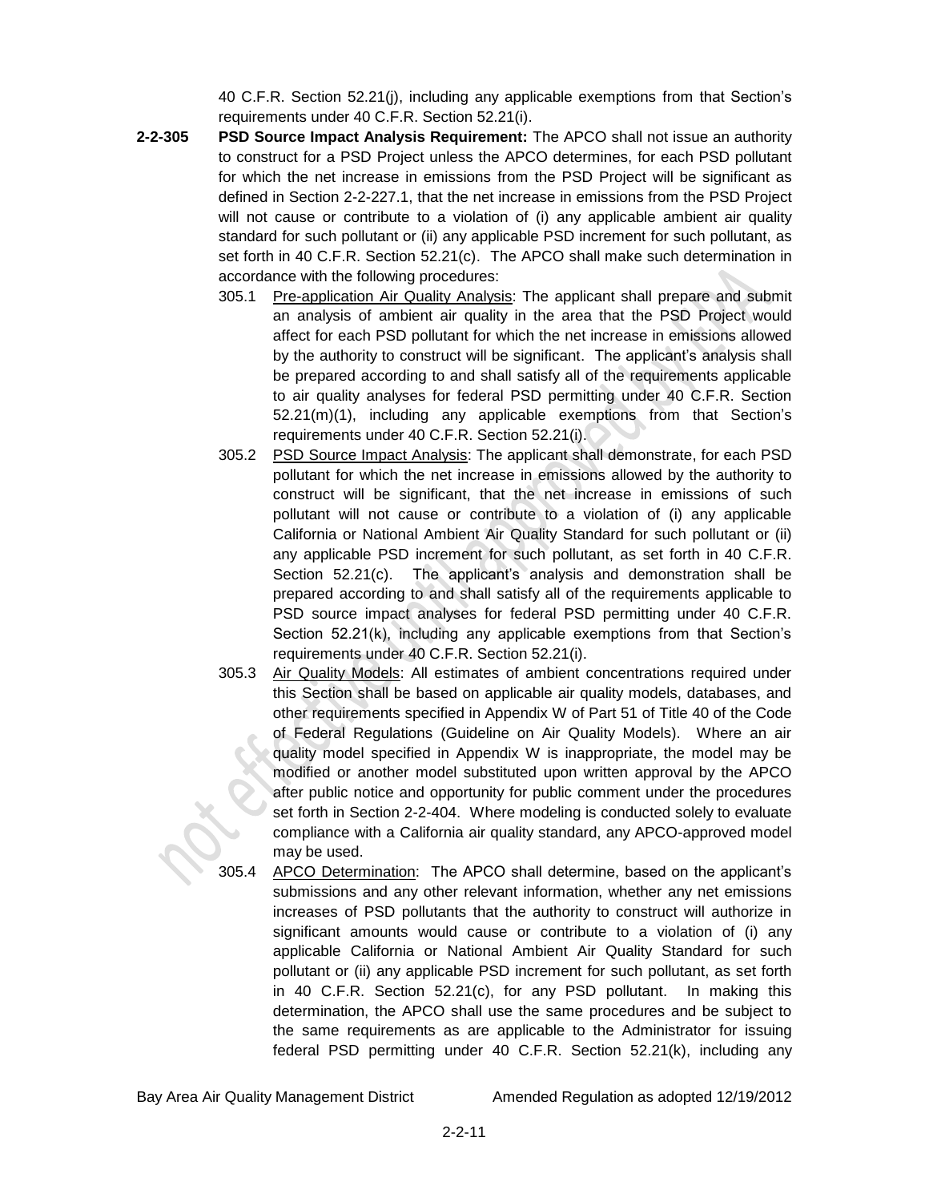40 C.F.R. Section 52.21(j), including any applicable exemptions from that Section's requirements under 40 C.F.R. Section 52.21(i).

**2-2-305 PSD Source Impact Analysis Requirement:** The APCO shall not issue an authority to construct for a PSD Project unless the APCO determines, for each PSD pollutant for which the net increase in emissions from the PSD Project will be significant as defined in Section 2-2-227.1, that the net increase in emissions from the PSD Project will not cause or contribute to a violation of (i) any applicable ambient air quality standard for such pollutant or (ii) any applicable PSD increment for such pollutant, as set forth in 40 C.F.R. Section 52.21(c). The APCO shall make such determination in accordance with the following procedures:

305.1 Pre-application Air Quality Analysis: The applicant shall prepare and submit an analysis of ambient air quality in the area that the PSD Project would affect for each PSD pollutant for which the net increase in emissions allowed by the authority to construct will be significant. The applicant's analysis shall be prepared according to and shall satisfy all of the requirements applicable to air quality analyses for federal PSD permitting under 40 C.F.R. Section 52.21(m)(1), including any applicable exemptions from that Section's requirements under 40 C.F.R. Section 52.21(i).

305.2 PSD Source Impact Analysis: The applicant shall demonstrate, for each PSD pollutant for which the net increase in emissions allowed by the authority to construct will be significant, that the net increase in emissions of such pollutant will not cause or contribute to a violation of (i) any applicable California or National Ambient Air Quality Standard for such pollutant or (ii) any applicable PSD increment for such pollutant, as set forth in 40 C.F.R. Section 52.21(c). The applicant's analysis and demonstration shall be prepared according to and shall satisfy all of the requirements applicable to PSD source impact analyses for federal PSD permitting under 40 C.F.R. Section 52.21(k), including any applicable exemptions from that Section's requirements under 40 C.F.R. Section 52.21(i).

305.3 Air Quality Models: All estimates of ambient concentrations required under this Section shall be based on applicable air quality models, databases, and other requirements specified in Appendix W of Part 51 of Title 40 of the Code of Federal Regulations (Guideline on Air Quality Models). Where an air quality model specified in Appendix W is inappropriate, the model may be modified or another model substituted upon written approval by the APCO after public notice and opportunity for public comment under the procedures set forth in Section 2-2-404. Where modeling is conducted solely to evaluate compliance with a California air quality standard, any APCO-approved model may be used.

305.4 APCO Determination: The APCO shall determine, based on the applicant's submissions and any other relevant information, whether any net emissions increases of PSD pollutants that the authority to construct will authorize in significant amounts would cause or contribute to a violation of (i) any applicable California or National Ambient Air Quality Standard for such pollutant or (ii) any applicable PSD increment for such pollutant, as set forth in 40 C.F.R. Section 52.21(c), for any PSD pollutant. In making this determination, the APCO shall use the same procedures and be subject to the same requirements as are applicable to the Administrator for issuing federal PSD permitting under 40 C.F.R. Section 52.21(k), including any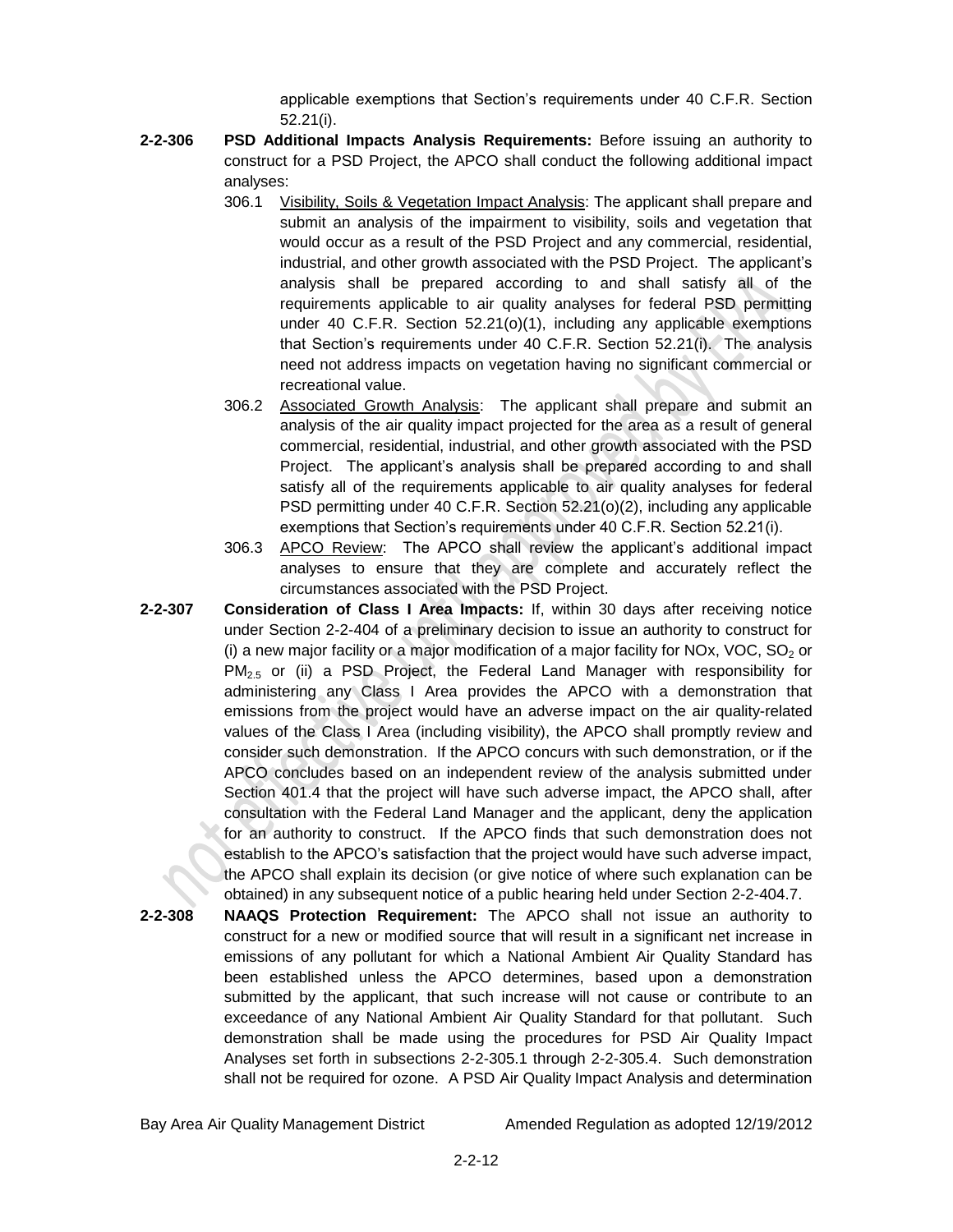applicable exemptions that Section's requirements under 40 C.F.R. Section 52.21(i).

**2-2-306 PSD Additional Impacts Analysis Requirements:** Before issuing an authority to construct for a PSD Project, the APCO shall conduct the following additional impact analyses:

306.1 Visibility, Soils & Vegetation Impact Analysis: The applicant shall prepare and submit an analysis of the impairment to visibility, soils and vegetation that would occur as a result of the PSD Project and any commercial, residential, industrial, and other growth associated with the PSD Project. The applicant's analysis shall be prepared according to and shall satisfy all of the requirements applicable to air quality analyses for federal PSD permitting under 40 C.F.R. Section 52.21(o)(1), including any applicable exemptions that Section's requirements under 40 C.F.R. Section 52.21(i). The analysis need not address impacts on vegetation having no significant commercial or recreational value.

306.2 Associated Growth Analysis: The applicant shall prepare and submit an analysis of the air quality impact projected for the area as a result of general commercial, residential, industrial, and other growth associated with the PSD Project. The applicant's analysis shall be prepared according to and shall satisfy all of the requirements applicable to air quality analyses for federal PSD permitting under 40 C.F.R. Section 52.21(o)(2), including any applicable exemptions that Section's requirements under 40 C.F.R. Section 52.21(i).

306.3 APCO Review: The APCO shall review the applicant's additional impact analyses to ensure that they are complete and accurately reflect the circumstances associated with the PSD Project.

**2-2-307 Consideration of Class I Area Impacts:** If, within 30 days after receiving notice under Section 2-2-404 of a preliminary decision to issue an authority to construct for (i) a new major facility or a major modification of a major facility for NOx, VOC, $SO_2$ or $PM_{2.5}$ or (ii) a PSD Project, the Federal Land Manager with responsibility for administering any Class I Area provides the APCO with a demonstration that emissions from the project would have an adverse impact on the air quality-related values of the Class I Area (including visibility), the APCO shall promptly review and consider such demonstration. If the APCO concurs with such demonstration, or if the APCO concludes based on an independent review of the analysis submitted under Section 401.4 that the project will have such adverse impact, the APCO shall, after consultation with the Federal Land Manager and the applicant, deny the application for an authority to construct. If the APCO finds that such demonstration does not establish to the APCO's satisfaction that the project would have such adverse impact, the APCO shall explain its decision (or give notice of where such explanation can be obtained) in any subsequent notice of a public hearing held under Section 2-2-404.7.

**2-2-308 NAAQS Protection Requirement:** The APCO shall not issue an authority to construct for a new or modified source that will result in a significant net increase in emissions of any pollutant for which a National Ambient Air Quality Standard has been established unless the APCO determines, based upon a demonstration submitted by the applicant, that such increase will not cause or contribute to an exceedance of any National Ambient Air Quality Standard for that pollutant. Such demonstration shall be made using the procedures for PSD Air Quality Impact Analyses set forth in subsections 2-2-305.1 through 2-2-305.4. Such demonstration shall not be required for ozone. A PSD Air Quality Impact Analysis and determination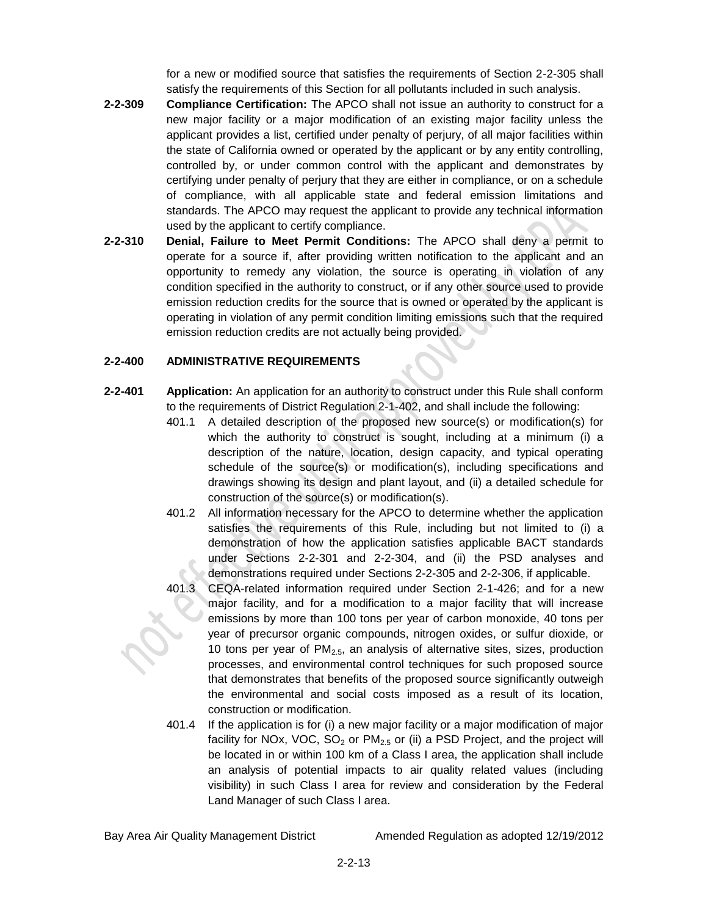for a new or modified source that satisfies the requirements of Section 2-2-305 shall satisfy the requirements of this Section for all pollutants included in such analysis.

**2-2-309 Compliance Certification:** The APCO shall not issue an authority to construct for a new major facility or a major modification of an existing major facility unless the applicant provides a list, certified under penalty of perjury, of all major facilities within the state of California owned or operated by the applicant or by any entity controlling, controlled by, or under common control with the applicant and demonstrates by certifying under penalty of perjury that they are either in compliance, or on a schedule of compliance, with all applicable state and federal emission limitations and standards. The APCO may request the applicant to provide any technical information used by the applicant to certify compliance.

**2-2-310 Denial, Failure to Meet Permit Conditions:** The APCO shall deny a permit to operate for a source if, after providing written notification to the applicant and an opportunity to remedy any violation, the source is operating in violation of any condition specified in the authority to construct, or if any other source used to provide emission reduction credits for the source that is owned or operated by the applicant is operating in violation of any permit condition limiting emissions such that the required emission reduction credits are not actually being provided.

## 2-2-400 ADMINISTRATIVE REQUIREMENTS

**2-2-401 Application:** An application for an authority to construct under this Rule shall conform to the requirements of District Regulation 2-1-402, and shall include the following:

401.1 A detailed description of the proposed new source(s) or modification(s) for which the authority to construct is sought, including at a minimum (i) a description of the nature, location, design capacity, and typical operating schedule of the source(s) or modification(s), including specifications and drawings showing its design and plant layout, and (ii) a detailed schedule for construction of the source(s) or modification(s).

401.2 All information necessary for the APCO to determine whether the application satisfies the requirements of this Rule, including but not limited to (i) a demonstration of how the application satisfies applicable BACT standards under Sections 2-2-301 and 2-2-304, and (ii) the PSD analyses and demonstrations required under Sections 2-2-305 and 2-2-306, if applicable.

401.3 CEQA-related information required under Section 2-1-426; and for a new major facility, and for a modification to a major facility that will increase emissions by more than 100 tons per year of carbon monoxide, 40 tons per year of precursor organic compounds, nitrogen oxides, or sulfur dioxide, or 10 tons per year of $PM_{2.5}$, an analysis of alternative sites, sizes, production processes, and environmental control techniques for such proposed source that demonstrates that benefits of the proposed source significantly outweigh the environmental and social costs imposed as a result of its location, construction or modification.

401.4 If the application is for (i) a new major facility or a major modification of major facility for NOx, VOC, $SO_2$ or $PM_{2.5}$ or (ii) a PSD Project, and the project will be located in or within 100 km of a Class I area, the application shall include an analysis of potential impacts to air quality related values (including visibility) in such Class I area for review and consideration by the Federal Land Manager of such Class I area.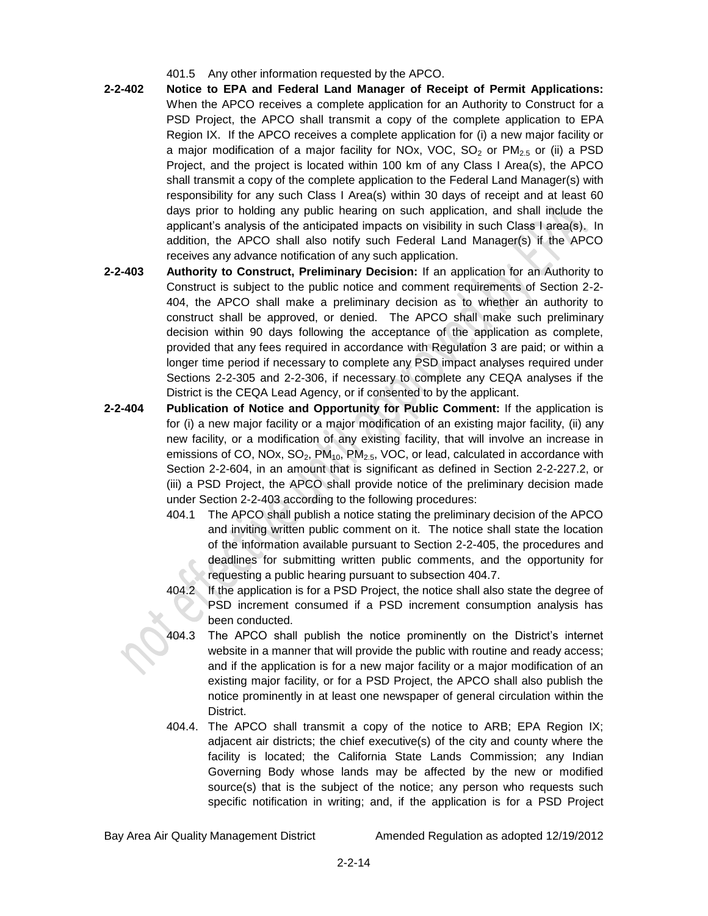401.5 Any other information requested by the APCO.

**2-2-402 Notice to EPA and Federal Land Manager of Receipt of Permit Applications:** When the APCO receives a complete application for an Authority to Construct for a PSD Project, the APCO shall transmit a copy of the complete application to EPA Region IX. If the APCO receives a complete application for (i) a new major facility or a major modification of a major facility for NOx, VOC, $SO_2$ or $PM_{2.5}$ or (ii) a PSD Project, and the project is located within 100 km of any Class I Area(s), the APCO shall transmit a copy of the complete application to the Federal Land Manager(s) with responsibility for any such Class I Area(s) within 30 days of receipt and at least 60 days prior to holding any public hearing on such application, and shall include the applicant's analysis of the anticipated impacts on visibility in such Class I area(s). In addition, the APCO shall also notify such Federal Land Manager(s) if the APCO receives any advance notification of any such application.

**2-2-403 Authority to Construct, Preliminary Decision:** If an application for an Authority to Construct is subject to the public notice and comment requirements of Section 2-2-404, the APCO shall make a preliminary decision as to whether an authority to construct shall be approved, or denied. The APCO shall make such preliminary decision within 90 days following the acceptance of the application as complete, provided that any fees required in accordance with Regulation 3 are paid; or within a longer time period if necessary to complete any PSD impact analyses required under Sections 2-2-305 and 2-2-306, if necessary to complete any CEQA analyses if the District is the CEQA Lead Agency, or if consented to by the applicant.

**2-2-404 Publication of Notice and Opportunity for Public Comment:** If the application is for (i) a new major facility or a major modification of an existing major facility, (ii) any new facility, or a modification of any existing facility, that will involve an increase in emissions of CO, NOx, $SO_2$, $PM_{10}$, $PM_{2.5}$, VOC, or lead, calculated in accordance with Section 2-2-604, in an amount that is significant as defined in Section 2-2-227.2, or (iii) a PSD Project, the APCO shall provide notice of the preliminary decision made under Section 2-2-403 according to the following procedures:

404.1 The APCO shall publish a notice stating the preliminary decision of the APCO and inviting written public comment on it. The notice shall state the location of the information available pursuant to Section 2-2-405, the procedures and deadlines for submitting written public comments, and the opportunity for requesting a public hearing pursuant to subsection 404.7.

404.2 If the application is for a PSD Project, the notice shall also state the degree of PSD increment consumed if a PSD increment consumption analysis has been conducted.

404.3 The APCO shall publish the notice prominently on the District's internet website in a manner that will provide the public with routine and ready access; and if the application is for a new major facility or a major modification of an existing major facility, or for a PSD Project, the APCO shall also publish the notice prominently in at least one newspaper of general circulation within the District.

404.4. The APCO shall transmit a copy of the notice to ARB; EPA Region IX; adjacent air districts; the chief executive(s) of the city and county where the facility is located; the California State Lands Commission; any Indian Governing Body whose lands may be affected by the new or modified source(s) that is the subject of the notice; any person who requests such specific notification in writing; and, if the application is for a PSD Project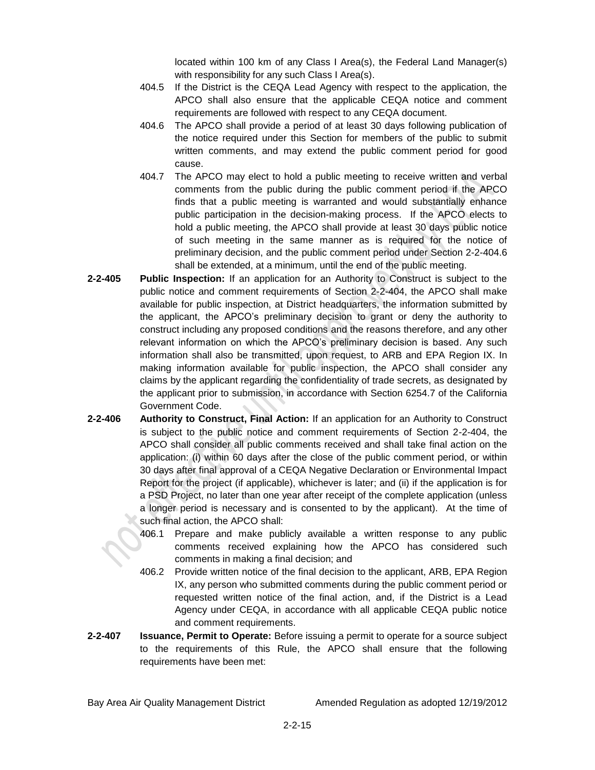located within 100 km of any Class I Area(s), the Federal Land Manager(s) with responsibility for any such Class I Area(s).

404.5 If the District is the CEQA Lead Agency with respect to the application, the APCO shall also ensure that the applicable CEQA notice and comment requirements are followed with respect to any CEQA document.

404.6 The APCO shall provide a period of at least 30 days following publication of the notice required under this Section for members of the public to submit written comments, and may extend the public comment period for good cause.

404.7 The APCO may elect to hold a public meeting to receive written and verbal comments from the public during the public comment period if the APCO finds that a public meeting is warranted and would substantially enhance public participation in the decision-making process. If the APCO elects to hold a public meeting, the APCO shall provide at least 30 days public notice of such meeting in the same manner as is required for the notice of preliminary decision, and the public comment period under Section 2-2-404.6 shall be extended, at a minimum, until the end of the public meeting.

**2-2-405 Public Inspection:** If an application for an Authority to Construct is subject to the public notice and comment requirements of Section 2-2-404, the APCO shall make available for public inspection, at District headquarters, the information submitted by the applicant, the APCO's preliminary decision to grant or deny the authority to construct including any proposed conditions and the reasons therefore, and any other relevant information on which the APCO's preliminary decision is based. Any such information shall also be transmitted, upon request, to ARB and EPA Region IX. In making information available for public inspection, the APCO shall consider any claims by the applicant regarding the confidentiality of trade secrets, as designated by the applicant prior to submission, in accordance with Section 6254.7 of the California Government Code.

**2-2-406 Authority to Construct, Final Action:** If an application for an Authority to Construct is subject to the public notice and comment requirements of Section 2-2-404, the APCO shall consider all public comments received and shall take final action on the application: (i) within 60 days after the close of the public comment period, or within 30 days after final approval of a CEQA Negative Declaration or Environmental Impact Report for the project (if applicable), whichever is later; and (ii) if the application is for a PSD Project, no later than one year after receipt of the complete application (unless a longer period is necessary and is consented to by the applicant). At the time of such final action, the APCO shall:

406.1 Prepare and make publicly available a written response to any public comments received explaining how the APCO has considered such comments in making a final decision; and

406.2 Provide written notice of the final decision to the applicant, ARB, EPA Region IX, any person who submitted comments during the public comment period or requested written notice of the final action, and, if the District is a Lead Agency under CEQA, in accordance with all applicable CEQA public notice and comment requirements.

**2-2-407 Issuance, Permit to Operate:** Before issuing a permit to operate for a source subject to the requirements of this Rule, the APCO shall ensure that the following requirements have been met: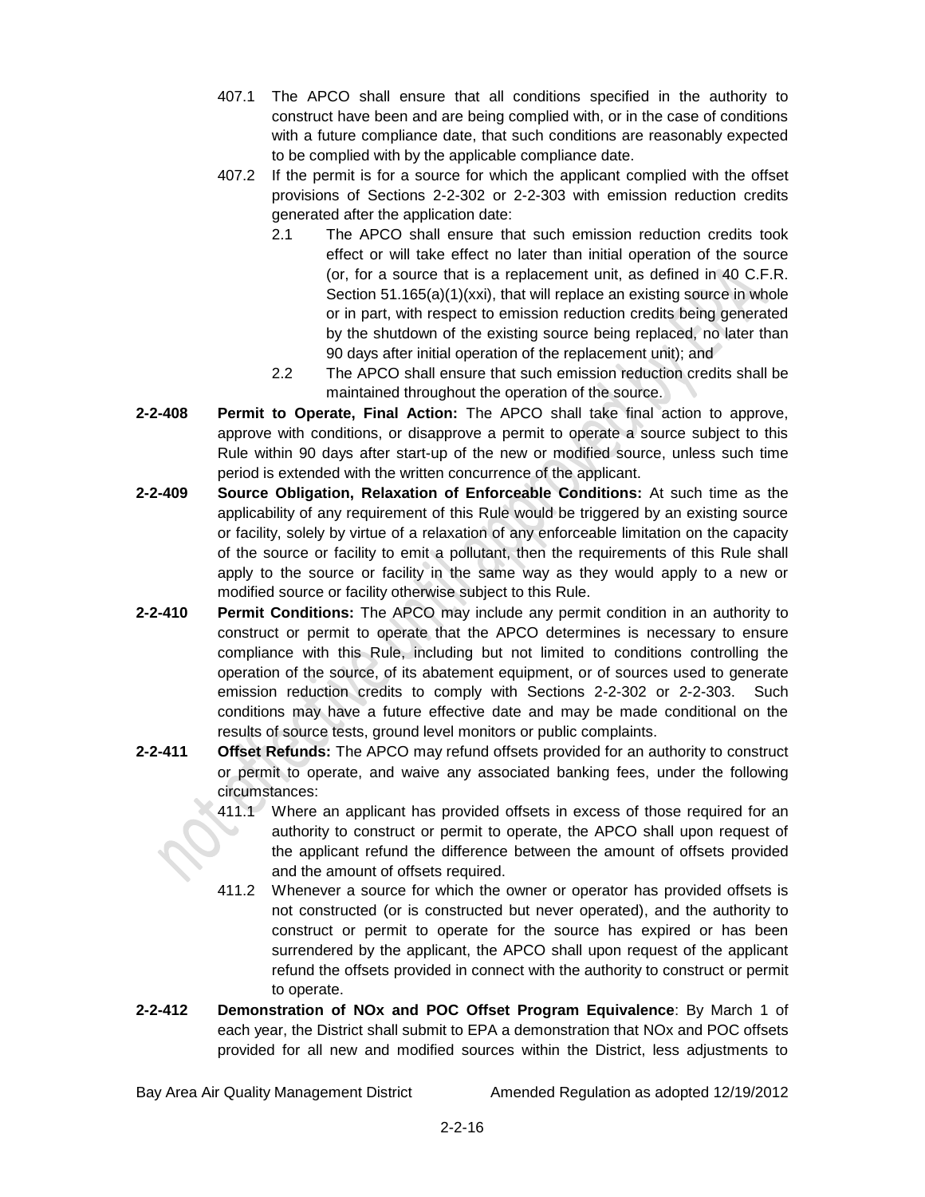407.1 The APCO shall ensure that all conditions specified in the authority to construct have been and are being complied with, or in the case of conditions with a future compliance date, that such conditions are reasonably expected to be complied with by the applicable compliance date.

407.2 If the permit is for a source for which the applicant complied with the offset provisions of Sections 2-2-302 or 2-2-303 with emission reduction credits generated after the application date:

2.1 The APCO shall ensure that such emission reduction credits took effect or will take effect no later than initial operation of the source (or, for a source that is a replacement unit, as defined in 40 C.F.R. Section 51.165(a)(1)(xxi), that will replace an existing source in whole or in part, with respect to emission reduction credits being generated by the shutdown of the existing source being replaced, no later than 90 days after initial operation of the replacement unit); and

2.2 The APCO shall ensure that such emission reduction credits shall be maintained throughout the operation of the source.

**2-2-408 Permit to Operate, Final Action:** The APCO shall take final action to approve, approve with conditions, or disapprove a permit to operate a source subject to this Rule within 90 days after start-up of the new or modified source, unless such time period is extended with the written concurrence of the applicant.

**2-2-409 Source Obligation, Relaxation of Enforceable Conditions:** At such time as the applicability of any requirement of this Rule would be triggered by an existing source or facility, solely by virtue of a relaxation of any enforceable limitation on the capacity of the source or facility to emit a pollutant, then the requirements of this Rule shall apply to the source or facility in the same way as they would apply to a new or modified source or facility otherwise subject to this Rule.

**2-2-410 Permit Conditions:** The APCO may include any permit condition in an authority to construct or permit to operate that the APCO determines is necessary to ensure compliance with this Rule, including but not limited to conditions controlling the operation of the source, of its abatement equipment, or of sources used to generate emission reduction credits to comply with Sections 2-2-302 or 2-2-303. Such conditions may have a future effective date and may be made conditional on the results of source tests, ground level monitors or public complaints.

**2-2-411 Offset Refunds:** The APCO may refund offsets provided for an authority to construct or permit to operate, and waive any associated banking fees, under the following circumstances:

411.1 Where an applicant has provided offsets in excess of those required for an authority to construct or permit to operate, the APCO shall upon request of the applicant refund the difference between the amount of offsets provided and the amount of offsets required.

411.2 Whenever a source for which the owner or operator has provided offsets is not constructed (or is constructed but never operated), and the authority to construct or permit to operate for the source has expired or has been surrendered by the applicant, the APCO shall upon request of the applicant refund the offsets provided in connect with the authority to construct or permit to operate.

**2-2-412 Demonstration of NOx and POC Offset Program Equivalence**: By March 1 of each year, the District shall submit to EPA a demonstration that NOx and POC offsets provided for all new and modified sources within the District, less adjustments to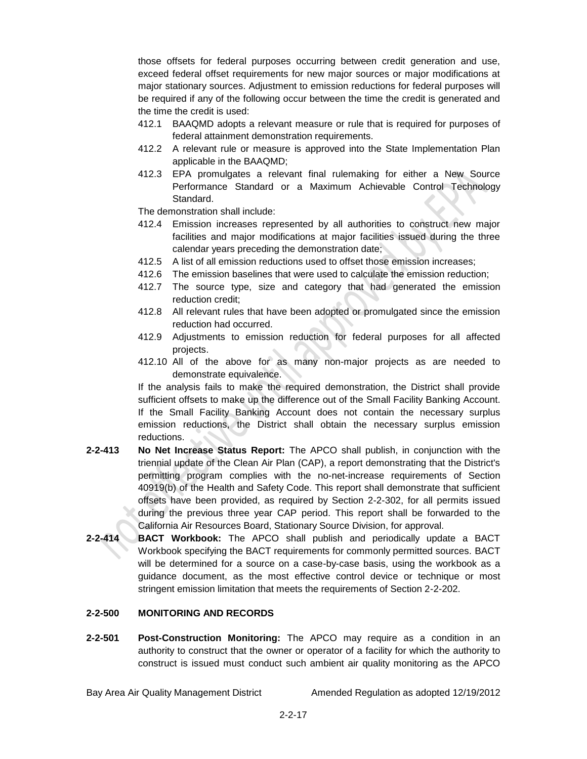those offsets for federal purposes occurring between credit generation and use, exceed federal offset requirements for new major sources or major modifications at major stationary sources. Adjustment to emission reductions for federal purposes will be required if any of the following occur between the time the credit is generated and the time the credit is used:

412.1 BAAQMD adopts a relevant measure or rule that is required for purposes of federal attainment demonstration requirements.

412.2 A relevant rule or measure is approved into the State Implementation Plan applicable in the BAAQMD;

412.3 EPA promulgates a relevant final rulemaking for either a New Source Performance Standard or a Maximum Achievable Control Technology Standard.

The demonstration shall include:

412.4 Emission increases represented by all authorities to construct new major facilities and major modifications at major facilities issued during the three calendar years preceding the demonstration date;

412.5 A list of all emission reductions used to offset those emission increases;

412.6 The emission baselines that were used to calculate the emission reduction;

412.7 The source type, size and category that had generated the emission reduction credit;

412.8 All relevant rules that have been adopted or promulgated since the emission reduction had occurred.

412.9 Adjustments to emission reduction for federal purposes for all affected projects.

412.10 All of the above for as many non-major projects as are needed to demonstrate equivalence.

If the analysis fails to make the required demonstration, the District shall provide sufficient offsets to make up the difference out of the Small Facility Banking Account. If the Small Facility Banking Account does not contain the necessary surplus emission reductions, the District shall obtain the necessary surplus emission reductions.

**2-2-413 No Net Increase Status Report:** The APCO shall publish, in conjunction with the triennial update of the Clean Air Plan (CAP), a report demonstrating that the District's permitting program complies with the no-net-increase requirements of Section 40919(b) of the Health and Safety Code. This report shall demonstrate that sufficient offsets have been provided, as required by Section 2-2-302, for all permits issued during the previous three year CAP period. This report shall be forwarded to the California Air Resources Board, Stationary Source Division, for approval.

**2-2-414 BACT Workbook:** The APCO shall publish and periodically update a BACT Workbook specifying the BACT requirements for commonly permitted sources. BACT will be determined for a source on a case-by-case basis, using the workbook as a guidance document, as the most effective control device or technique or most stringent emission limitation that meets the requirements of Section 2-2-202.

## 2-2-500 MONITORING AND RECORDS

**2-2-501 Post-Construction Monitoring:** The APCO may require as a condition in an authority to construct that the owner or operator of a facility for which the authority to construct is issued must conduct such ambient air quality monitoring as the APCO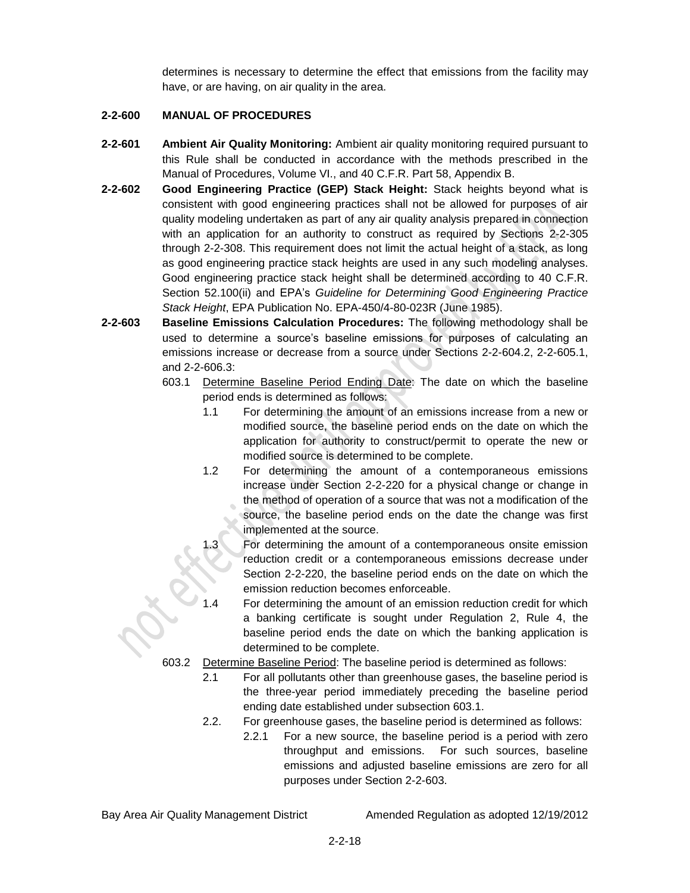determines is necessary to determine the effect that emissions from the facility may have, or are having, on air quality in the area.

**2-2-600 MANUAL OF PROCEDURES**

**2-2-601 Ambient Air Quality Monitoring:** Ambient air quality monitoring required pursuant to this Rule shall be conducted in accordance with the methods prescribed in the Manual of Procedures, Volume VI., and 40 C.F.R. Part 58, Appendix B.

**2-2-602 Good Engineering Practice (GEP) Stack Height:** Stack heights beyond what is consistent with good engineering practices shall not be allowed for purposes of air quality modeling undertaken as part of any air quality analysis prepared in connection with an application for an authority to construct as required by Sections 2-2-305 through 2-2-308. This requirement does not limit the actual height of a stack, as long as good engineering practice stack heights are used in any such modeling analyses. Good engineering practice stack height shall be determined according to 40 C.F.R. Section 52.100(ii) and EPA's *Guideline for Determining Good Engineering Practice Stack Height*, EPA Publication No. EPA-450/4-80-023R (June 1985).

**2-2-603 Baseline Emissions Calculation Procedures:** The following methodology shall be used to determine a source's baseline emissions for purposes of calculating an emissions increase or decrease from a source under Sections 2-2-604.2, 2-2-605.1, and 2-2-606.3:

603.1 Determine Baseline Period Ending Date: The date on which the baseline period ends is determined as follows:

1.1 For determining the amount of an emissions increase from a new or modified source, the baseline period ends on the date on which the application for authority to construct/permit to operate the new or modified source is determined to be complete.

1.2 For determining the amount of a contemporaneous emissions increase under Section 2-2-220 for a physical change or change in the method of operation of a source that was not a modification of the source, the baseline period ends on the date the change was first implemented at the source.

1.3 For determining the amount of a contemporaneous onsite emission reduction credit or a contemporaneous emissions decrease under Section 2-2-220, the baseline period ends on the date on which the emission reduction becomes enforceable.

1.4 For determining the amount of an emission reduction credit for which a banking certificate is sought under Regulation 2, Rule 4, the baseline period ends the date on which the banking application is determined to be complete.

603.2 Determine Baseline Period: The baseline period is determined as follows:

2.1 For all pollutants other than greenhouse gases, the baseline period is the three-year period immediately preceding the baseline period ending date established under subsection 603.1.

2.2. For greenhouse gases, the baseline period is determined as follows:

2.2.1 For a new source, the baseline period is a period with zero throughput and emissions. For such sources, baseline emissions and adjusted baseline emissions are zero for all purposes under Section 2-2-603.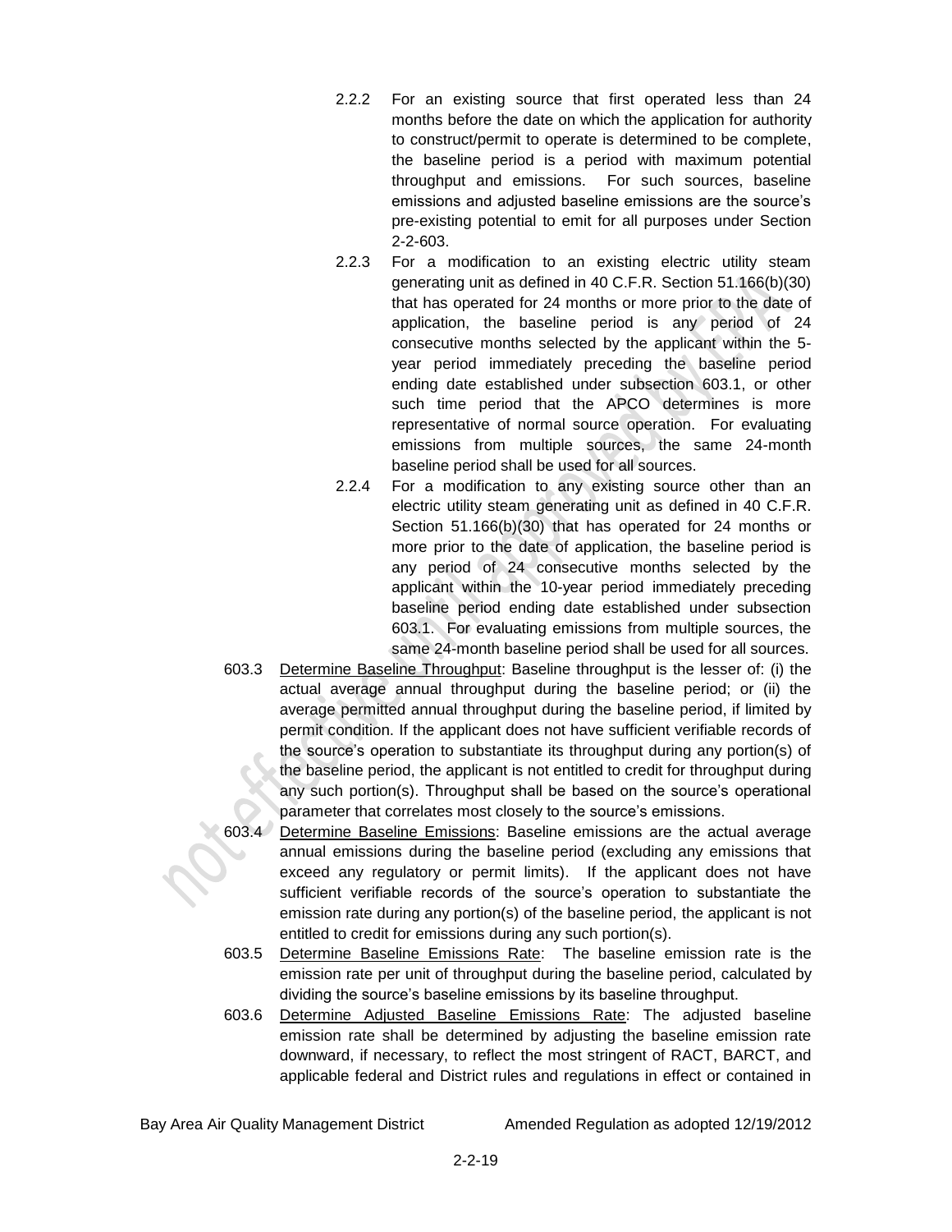2.2.2 For an existing source that first operated less than 24 months before the date on which the application for authority to construct/permit to operate is determined to be complete, the baseline period is a period with maximum potential throughput and emissions. For such sources, baseline emissions and adjusted baseline emissions are the source's pre-existing potential to emit for all purposes under Section 2-2-603.

2.2.3 For a modification to an existing electric utility steam generating unit as defined in 40 C.F.R. Section 51.166(b)(30) that has operated for 24 months or more prior to the date of application, the baseline period is any period of 24 consecutive months selected by the applicant within the 5-year period immediately preceding the baseline period ending date established under subsection 603.1, or other such time period that the APCO determines is more representative of normal source operation. For evaluating emissions from multiple sources, the same 24-month baseline period shall be used for all sources.

2.2.4 For a modification to any existing source other than an electric utility steam generating unit as defined in 40 C.F.R. Section 51.166(b)(30) that has operated for 24 months or more prior to the date of application, the baseline period is any period of 24 consecutive months selected by the applicant within the 10-year period immediately preceding baseline period ending date established under subsection 603.1. For evaluating emissions from multiple sources, the same 24-month baseline period shall be used for all sources.

603.3 Determine Baseline Throughput: Baseline throughput is the lesser of: (i) the actual average annual throughput during the baseline period; or (ii) the average permitted annual throughput during the baseline period, if limited by permit condition. If the applicant does not have sufficient verifiable records of the source's operation to substantiate its throughput during any portion(s) of the baseline period, the applicant is not entitled to credit for throughput during any such portion(s). Throughput shall be based on the source's operational parameter that correlates most closely to the source's emissions.

603.4 Determine Baseline Emissions: Baseline emissions are the actual average annual emissions during the baseline period (excluding any emissions that exceed any regulatory or permit limits). If the applicant does not have sufficient verifiable records of the source's operation to substantiate the emission rate during any portion(s) of the baseline period, the applicant is not entitled to credit for emissions during any such portion(s).

603.5 Determine Baseline Emissions Rate: The baseline emission rate is the emission rate per unit of throughput during the baseline period, calculated by dividing the source's baseline emissions by its baseline throughput.

603.6 Determine Adjusted Baseline Emissions Rate: The adjusted baseline emission rate shall be determined by adjusting the baseline emission rate downward, if necessary, to reflect the most stringent of RACT, BARCT, and applicable federal and District rules and regulations in effect or contained in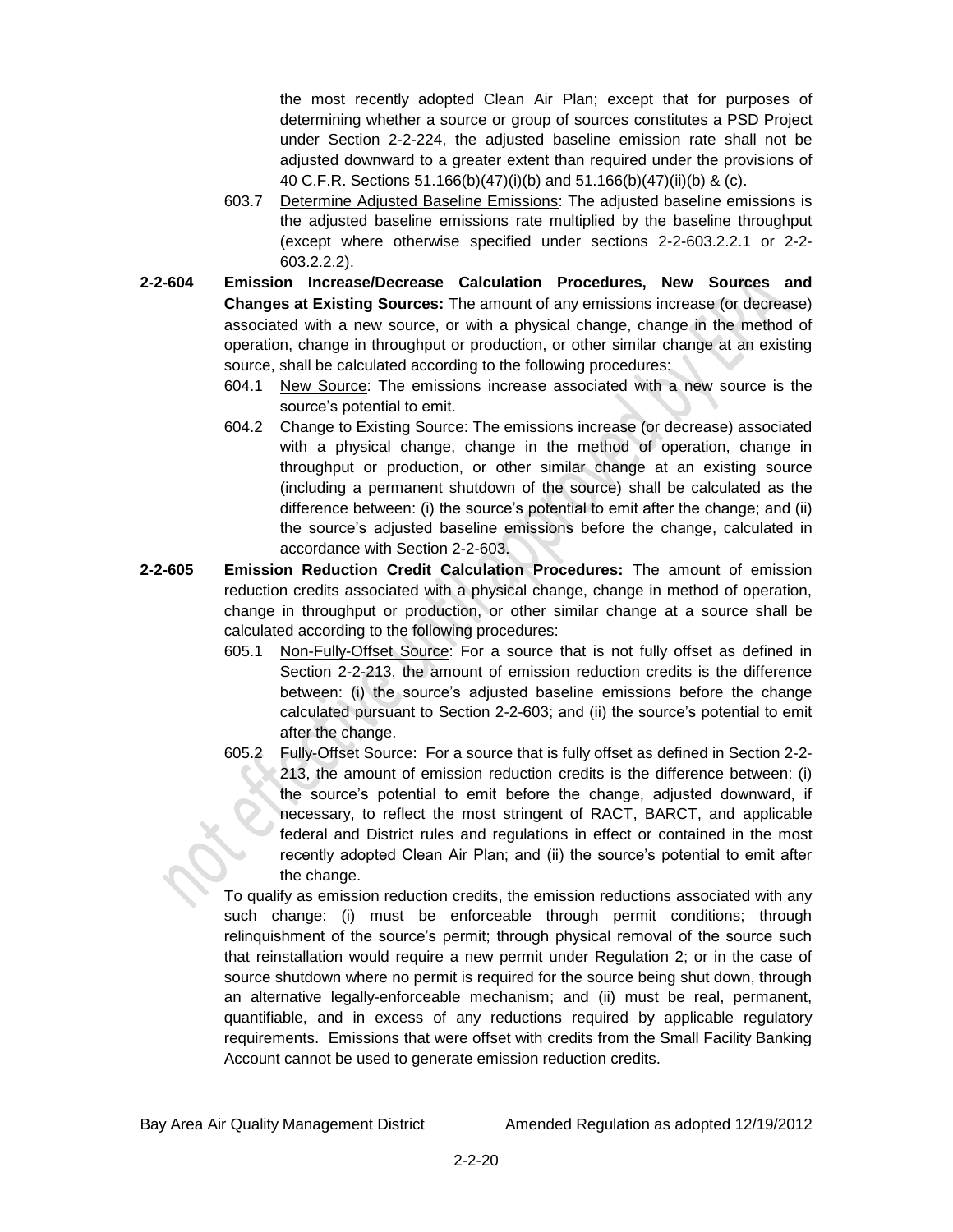the most recently adopted Clean Air Plan; except that for purposes of determining whether a source or group of sources constitutes a PSD Project under Section 2-2-224, the adjusted baseline emission rate shall not be adjusted downward to a greater extent than required under the provisions of 40 C.F.R. Sections 51.166(b)(47)(i)(b) and 51.166(b)(47)(ii)(b) & (c).

603.7 Determine Adjusted Baseline Emissions: The adjusted baseline emissions is the adjusted baseline emissions rate multiplied by the baseline throughput (except where otherwise specified under sections 2-2-603.2.2.1 or 2-2-603.2.2.2).

**2-2-604 Emission Increase/Decrease Calculation Procedures, New Sources and Changes at Existing Sources:** The amount of any emissions increase (or decrease) associated with a new source, or with a physical change, change in the method of operation, change in throughput or production, or other similar change at an existing source, shall be calculated according to the following procedures:

604.1 New Source: The emissions increase associated with a new source is the source's potential to emit.

604.2 Change to Existing Source: The emissions increase (or decrease) associated with a physical change, change in the method of operation, change in throughput or production, or other similar change at an existing source (including a permanent shutdown of the source) shall be calculated as the difference between: (i) the source's potential to emit after the change; and (ii) the source's adjusted baseline emissions before the change, calculated in accordance with Section 2-2-603.

**2-2-605 Emission Reduction Credit Calculation Procedures:** The amount of emission reduction credits associated with a physical change, change in method of operation, change in throughput or production, or other similar change at a source shall be calculated according to the following procedures:

605.1 Non-Fully-Offset Source: For a source that is not fully offset as defined in Section 2-2-213, the amount of emission reduction credits is the difference between: (i) the source's adjusted baseline emissions before the change calculated pursuant to Section 2-2-603; and (ii) the source's potential to emit after the change.

605.2 Fully-Offset Source: For a source that is fully offset as defined in Section 2-2-213, the amount of emission reduction credits is the difference between: (i) the source's potential to emit before the change, adjusted downward, if necessary, to reflect the most stringent of RACT, BARCT, and applicable federal and District rules and regulations in effect or contained in the most recently adopted Clean Air Plan; and (ii) the source's potential to emit after the change.

To qualify as emission reduction credits, the emission reductions associated with any such change: (i) must be enforceable through permit conditions; through relinquishment of the source's permit; through physical removal of the source such that reinstallation would require a new permit under Regulation 2; or in the case of source shutdown where no permit is required for the source being shut down, through an alternative legally-enforceable mechanism; and (ii) must be real, permanent, quantifiable, and in excess of any reductions required by applicable regulatory requirements. Emissions that were offset with credits from the Small Facility Banking Account cannot be used to generate emission reduction credits.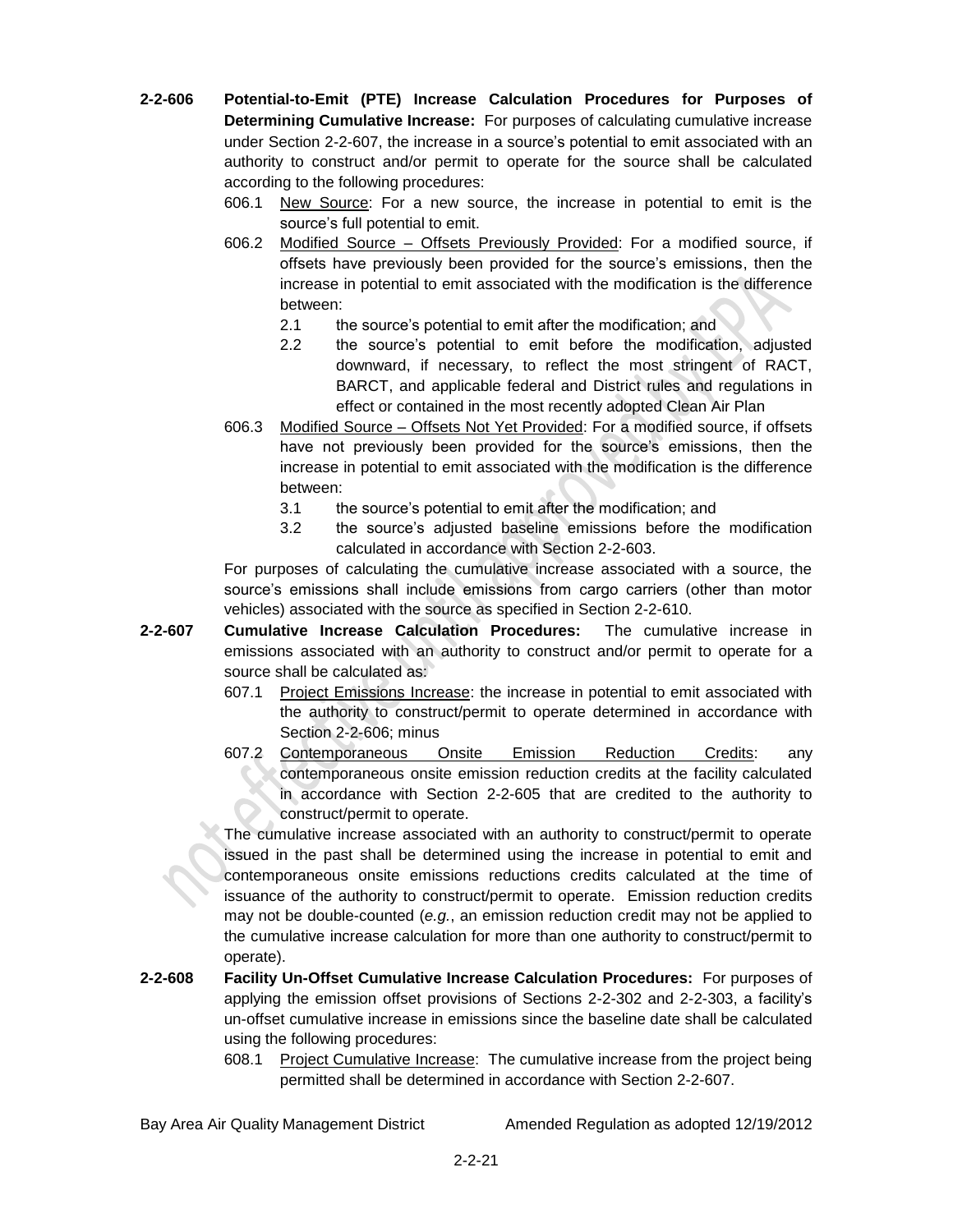**2-2-606 Potential-to-Emit (PTE) Increase Calculation Procedures for Purposes of Determining Cumulative Increase:** For purposes of calculating cumulative increase under Section 2-2-607, the increase in a source's potential to emit associated with an authority to construct and/or permit to operate for the source shall be calculated according to the following procedures:

606.1 New Source: For a new source, the increase in potential to emit is the source's full potential to emit.

606.2 Modified Source – Offsets Previously Provided: For a modified source, if offsets have previously been provided for the source's emissions, then the increase in potential to emit associated with the modification is the difference between:

2.1 the source's potential to emit after the modification; and

2.2 the source's potential to emit before the modification, adjusted downward, if necessary, to reflect the most stringent of RACT, BARCT, and applicable federal and District rules and regulations in effect or contained in the most recently adopted Clean Air Plan

606.3 Modified Source – Offsets Not Yet Provided: For a modified source, if offsets have not previously been provided for the source's emissions, then the increase in potential to emit associated with the modification is the difference between:

3.1 the source's potential to emit after the modification; and

3.2 the source's adjusted baseline emissions before the modification calculated in accordance with Section 2-2-603.

For purposes of calculating the cumulative increase associated with a source, the source's emissions shall include emissions from cargo carriers (other than motor vehicles) associated with the source as specified in Section 2-2-610.

**2-2-607 Cumulative Increase Calculation Procedures:** The cumulative increase in emissions associated with an authority to construct and/or permit to operate for a source shall be calculated as:

607.1 Project Emissions Increase: the increase in potential to emit associated with the authority to construct/permit to operate determined in accordance with Section 2-2-606; minus

607.2 Contemporaneous Onsite Emission Reduction Credits: any contemporaneous onsite emission reduction credits at the facility calculated in accordance with Section 2-2-605 that are credited to the authority to construct/permit to operate.

The cumulative increase associated with an authority to construct/permit to operate issued in the past shall be determined using the increase in potential to emit and contemporaneous onsite emissions reductions credits calculated at the time of issuance of the authority to construct/permit to operate. Emission reduction credits may not be double-counted (*e.g.*, an emission reduction credit may not be applied to the cumulative increase calculation for more than one authority to construct/permit to operate).

**2-2-608 Facility Un-Offset Cumulative Increase Calculation Procedures:** For purposes of applying the emission offset provisions of Sections 2-2-302 and 2-2-303, a facility's un-offset cumulative increase in emissions since the baseline date shall be calculated using the following procedures:

608.1 Project Cumulative Increase: The cumulative increase from the project being permitted shall be determined in accordance with Section 2-2-607.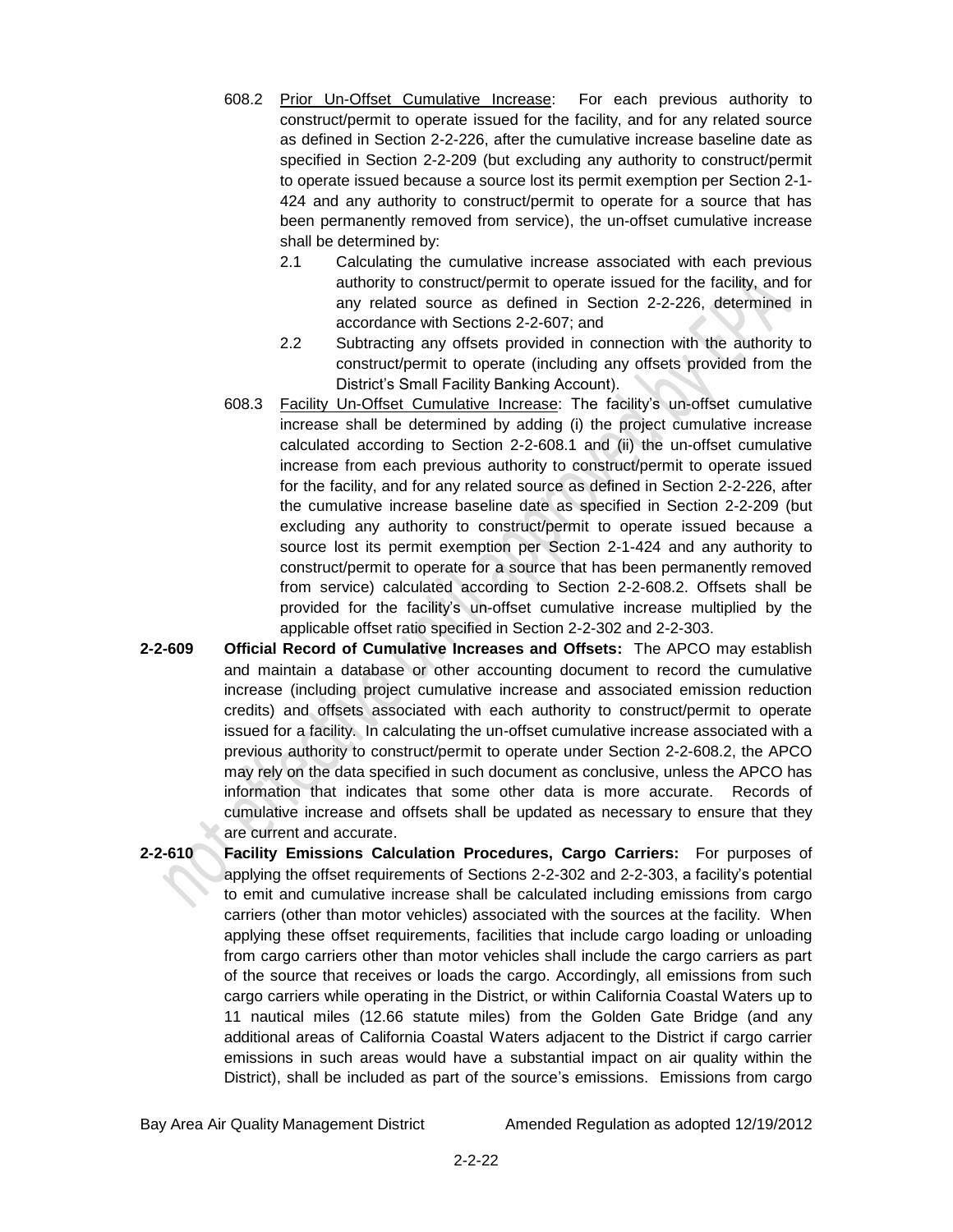608.2 Prior Un-Offset Cumulative Increase: For each previous authority to construct/permit to operate issued for the facility, and for any related source as defined in Section 2-2-226, after the cumulative increase baseline date as specified in Section 2-2-209 (but excluding any authority to construct/permit to operate issued because a source lost its permit exemption per Section 2-1-424 and any authority to construct/permit to operate for a source that has been permanently removed from service), the un-offset cumulative increase shall be determined by:

2.1 Calculating the cumulative increase associated with each previous authority to construct/permit to operate issued for the facility, and for any related source as defined in Section 2-2-226, determined in accordance with Sections 2-2-607; and

2.2 Subtracting any offsets provided in connection with the authority to construct/permit to operate (including any offsets provided from the District's Small Facility Banking Account).

608.3 Facility Un-Offset Cumulative Increase: The facility's un-offset cumulative increase shall be determined by adding (i) the project cumulative increase calculated according to Section 2-2-608.1 and (ii) the un-offset cumulative increase from each previous authority to construct/permit to operate issued for the facility, and for any related source as defined in Section 2-2-226, after the cumulative increase baseline date as specified in Section 2-2-209 (but excluding any authority to construct/permit to operate issued because a source lost its permit exemption per Section 2-1-424 and any authority to construct/permit to operate for a source that has been permanently removed from service) calculated according to Section 2-2-608.2. Offsets shall be provided for the facility's un-offset cumulative increase multiplied by the applicable offset ratio specified in Section 2-2-302 and 2-2-303.

**2-2-609 Official Record of Cumulative Increases and Offsets:** The APCO may establish and maintain a database or other accounting document to record the cumulative increase (including project cumulative increase and associated emission reduction credits) and offsets associated with each authority to construct/permit to operate issued for a facility. In calculating the un-offset cumulative increase associated with a previous authority to construct/permit to operate under Section 2-2-608.2, the APCO may rely on the data specified in such document as conclusive, unless the APCO has information that indicates that some other data is more accurate. Records of cumulative increase and offsets shall be updated as necessary to ensure that they are current and accurate.

**2-2-610 Facility Emissions Calculation Procedures, Cargo Carriers:** For purposes of applying the offset requirements of Sections 2-2-302 and 2-2-303, a facility's potential to emit and cumulative increase shall be calculated including emissions from cargo carriers (other than motor vehicles) associated with the sources at the facility. When applying these offset requirements, facilities that include cargo loading or unloading from cargo carriers other than motor vehicles shall include the cargo carriers as part of the source that receives or loads the cargo. Accordingly, all emissions from such cargo carriers while operating in the District, or within California Coastal Waters up to 11 nautical miles (12.66 statute miles) from the Golden Gate Bridge (and any additional areas of California Coastal Waters adjacent to the District if cargo carrier emissions in such areas would have a substantial impact on air quality within the District), shall be included as part of the source's emissions. Emissions from cargo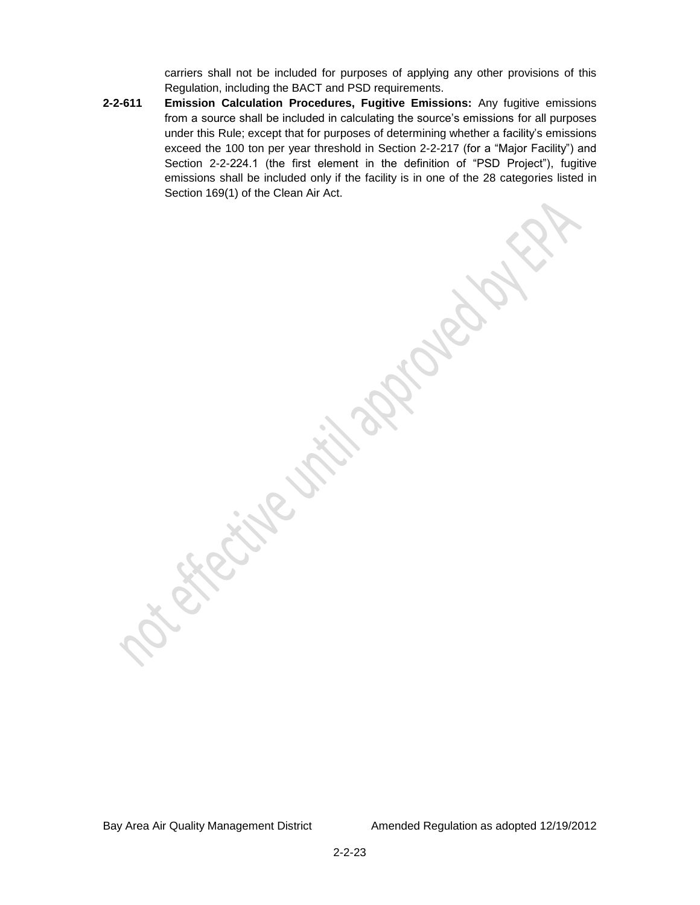carriers shall not be included for purposes of applying any other provisions of this Regulation, including the BACT and PSD requirements.

**2-2-611 Emission Calculation Procedures, Fugitive Emissions:** Any fugitive emissions from a source shall be included in calculating the source's emissions for all purposes under this Rule; except that for purposes of determining whether a facility's emissions exceed the 100 ton per year threshold in Section 2-2-217 (for a "Major Facility") and Section 2-2-224.1 (the first element in the definition of "PSD Project"), fugitive emissions shall be included only if the facility is in one of the 28 categories listed in Section 169(1) of the Clean Air Act.

not effective until approved by EPA